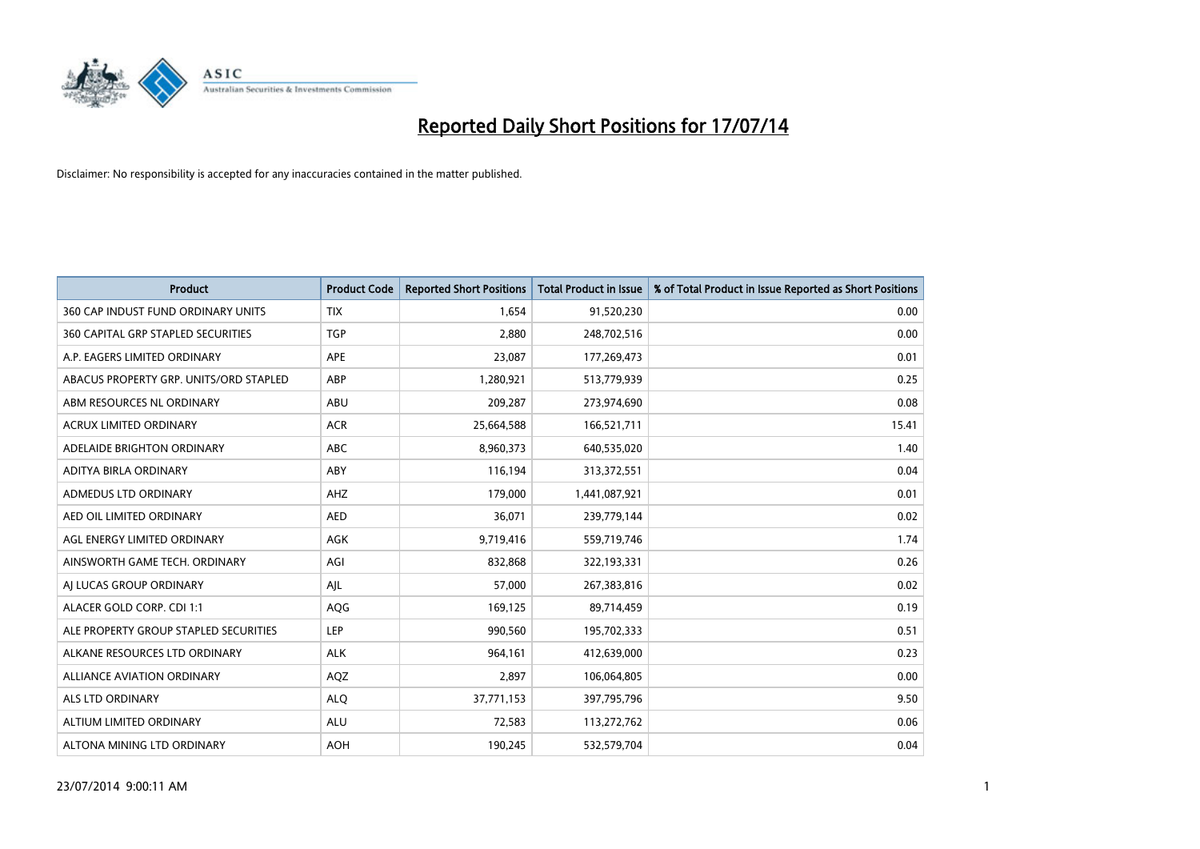# Reported Daily Short Positions for 17/07/14

Disclaimer: No responsibility is accepted for any inaccuracies contained in the matter published.

| Product | Product Code | Reported Short Positions | Total Product in Issue | % of Total Product in Issue Reported as Short Positions |
|---|---|---|---|---|
| 360 CAP INDUST FUND ORDINARY UNITS | TIX | 1,654 | 91,520,230 | 0.00 |
| 360 CAPITAL GRP STAPLED SECURITIES | TGP | 2,880 | 248,702,516 | 0.00 |
| A.P. EAGERS LIMITED ORDINARY | APE | 23,087 | 177,269,473 | 0.01 |
| ABACUS PROPERTY GRP. UNITS/ORD STAPLED | ABP | 1,280,921 | 513,779,939 | 0.25 |
| ABM RESOURCES NL ORDINARY | ABU | 209,287 | 273,974,690 | 0.08 |
| ACRUX LIMITED ORDINARY | ACR | 25,664,588 | 166,521,711 | 15.41 |
| ADELAIDE BRIGHTON ORDINARY | ABC | 8,960,373 | 640,535,020 | 1.40 |
| ADITYA BIRLA ORDINARY | ABY | 116,194 | 313,372,551 | 0.04 |
| ADMEDUS LTD ORDINARY | AHZ | 179,000 | 1,441,087,921 | 0.01 |
| AED OIL LIMITED ORDINARY | AED | 36,071 | 239,779,144 | 0.02 |
| AGL ENERGY LIMITED ORDINARY | AGK | 9,719,416 | 559,719,746 | 1.74 |
| AINSWORTH GAME TECH. ORDINARY | AGI | 832,868 | 322,193,331 | 0.26 |
| AJ LUCAS GROUP ORDINARY | AJL | 57,000 | 267,383,816 | 0.02 |
| ALACER GOLD CORP. CDI 1:1 | AQG | 169,125 | 89,714,459 | 0.19 |
| ALE PROPERTY GROUP STAPLED SECURITIES | LEP | 990,560 | 195,702,333 | 0.51 |
| ALKANE RESOURCES LTD ORDINARY | ALK | 964,161 | 412,639,000 | 0.23 |
| ALLIANCE AVIATION ORDINARY | AQZ | 2,897 | 106,064,805 | 0.00 |
| ALS LTD ORDINARY | ALQ | 37,771,153 | 397,795,796 | 9.50 |
| ALTIUM LIMITED ORDINARY | ALU | 72,583 | 113,272,762 | 0.06 |
| ALTONA MINING LTD ORDINARY | AOH | 190,245 | 532,579,704 | 0.04 |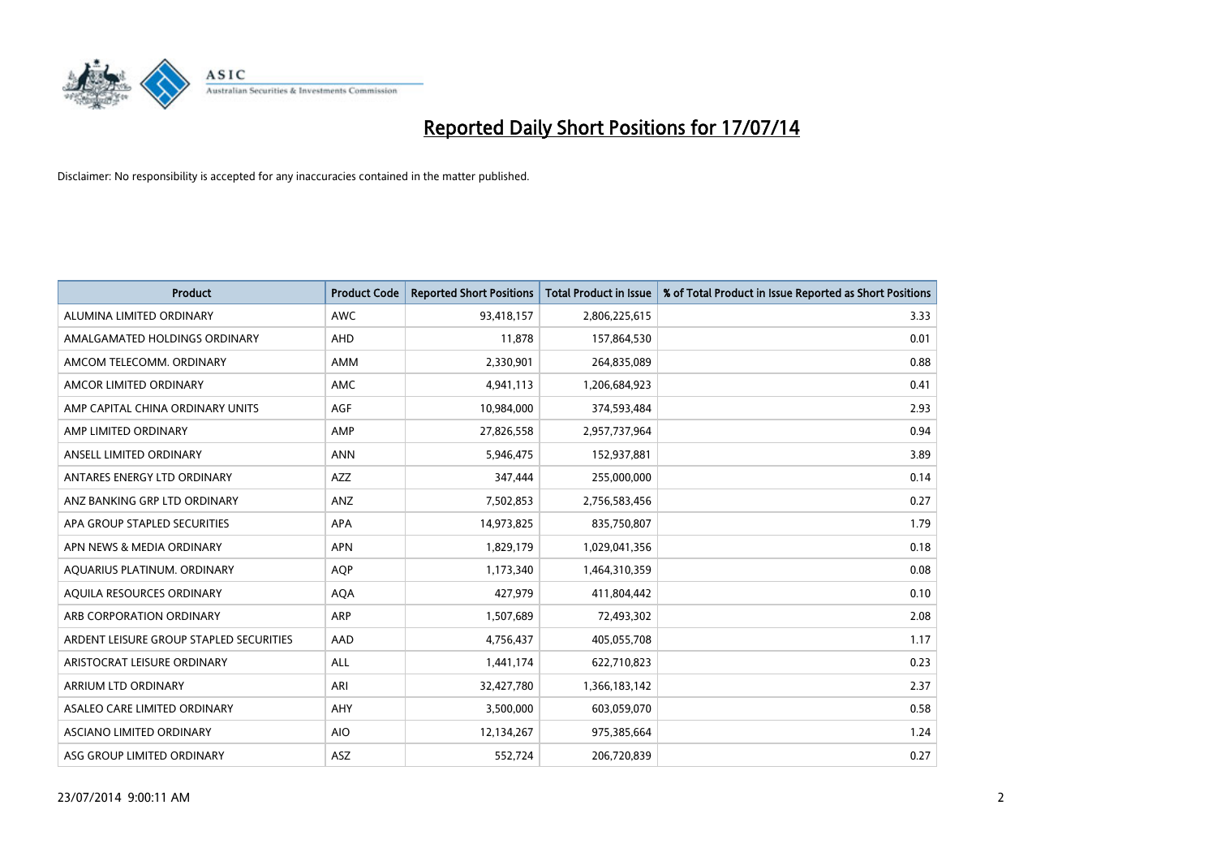# Reported Daily Short Positions for 17/07/14

Disclaimer: No responsibility is accepted for any inaccuracies contained in the matter published.

| Product | Product Code | Reported Short Positions | Total Product in Issue | % of Total Product in Issue Reported as Short Positions |
|---|---|---|---|---|
| ALUMINA LIMITED ORDINARY | AWC | 93,418,157 | 2,806,225,615 | 3.33 |
| AMALGAMATED HOLDINGS ORDINARY | AHD | 11,878 | 157,864,530 | 0.01 |
| AMCOM TELECOMM. ORDINARY | AMM | 2,330,901 | 264,835,089 | 0.88 |
| AMCOR LIMITED ORDINARY | AMC | 4,941,113 | 1,206,684,923 | 0.41 |
| AMP CAPITAL CHINA ORDINARY UNITS | AGF | 10,984,000 | 374,593,484 | 2.93 |
| AMP LIMITED ORDINARY | AMP | 27,826,558 | 2,957,737,964 | 0.94 |
| ANSELL LIMITED ORDINARY | ANN | 5,946,475 | 152,937,881 | 3.89 |
| ANTARES ENERGY LTD ORDINARY | AZZ | 347,444 | 255,000,000 | 0.14 |
| ANZ BANKING GRP LTD ORDINARY | ANZ | 7,502,853 | 2,756,583,456 | 0.27 |
| APA GROUP STAPLED SECURITIES | APA | 14,973,825 | 835,750,807 | 1.79 |
| APN NEWS & MEDIA ORDINARY | APN | 1,829,179 | 1,029,041,356 | 0.18 |
| AQUARIUS PLATINUM. ORDINARY | AQP | 1,173,340 | 1,464,310,359 | 0.08 |
| AQUILA RESOURCES ORDINARY | AQA | 427,979 | 411,804,442 | 0.10 |
| ARB CORPORATION ORDINARY | ARP | 1,507,689 | 72,493,302 | 2.08 |
| ARDENT LEISURE GROUP STAPLED SECURITIES | AAD | 4,756,437 | 405,055,708 | 1.17 |
| ARISTOCRAT LEISURE ORDINARY | ALL | 1,441,174 | 622,710,823 | 0.23 |
| ARRIUM LTD ORDINARY | ARI | 32,427,780 | 1,366,183,142 | 2.37 |
| ASALEO CARE LIMITED ORDINARY | AHY | 3,500,000 | 603,059,070 | 0.58 |
| ASCIANO LIMITED ORDINARY | AIO | 12,134,267 | 975,385,664 | 1.24 |
| ASG GROUP LIMITED ORDINARY | ASZ | 552,724 | 206,720,839 | 0.27 |

23/07/2014 9:00:11 AM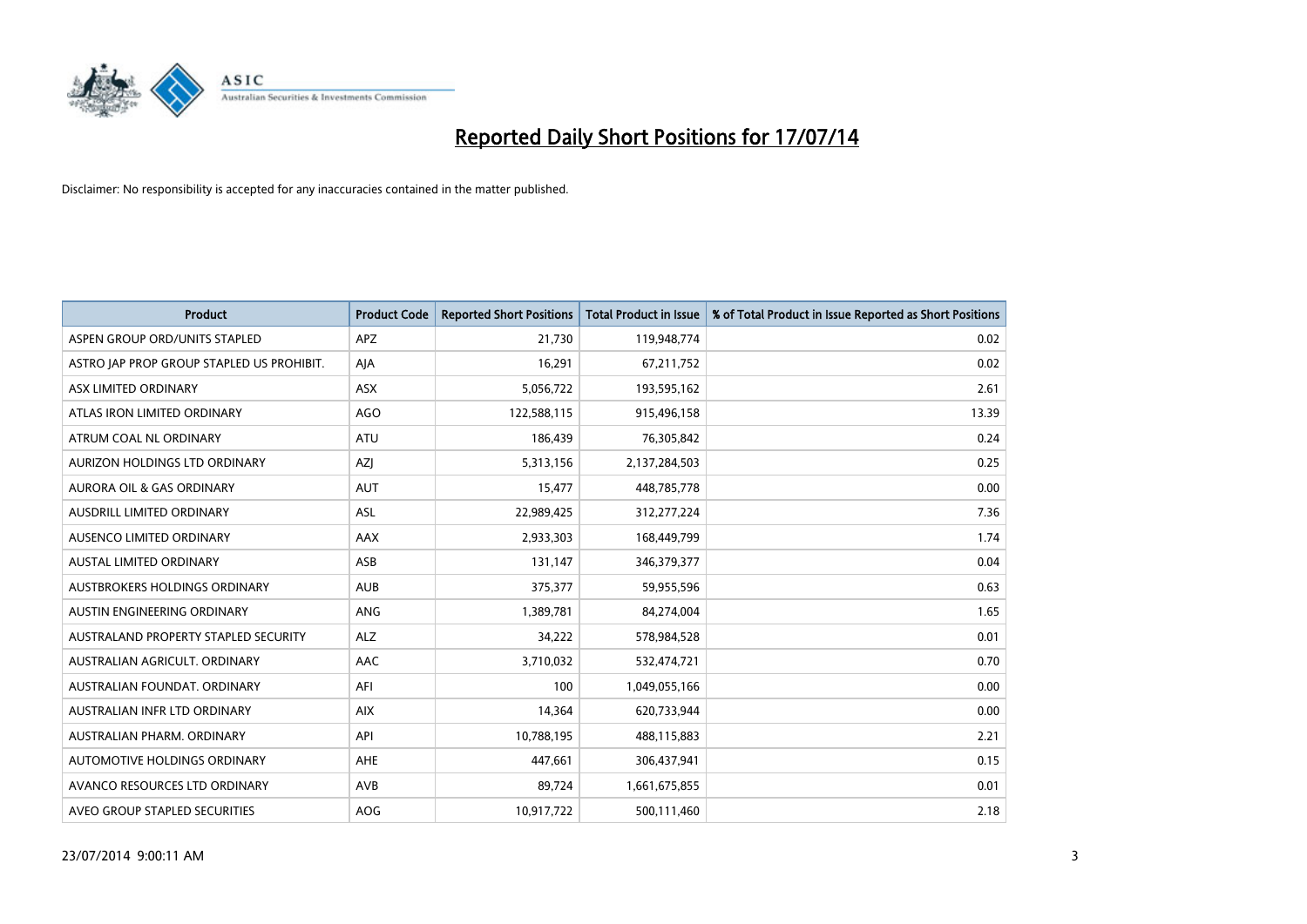# Reported Daily Short Positions for 17/07/14

Disclaimer: No responsibility is accepted for any inaccuracies contained in the matter published.

| Product | Product Code | Reported Short Positions | Total Product in Issue | % of Total Product in Issue Reported as Short Positions |
|---|---|---|---|---|
| ASPEN GROUP ORD/UNITS STAPLED | APZ | 21,730 | 119,948,774 | 0.02 |
| ASTRO JAP PROP GROUP STAPLED US PROHIBIT. | AJA | 16,291 | 67,211,752 | 0.02 |
| ASX LIMITED ORDINARY | ASX | 5,056,722 | 193,595,162 | 2.61 |
| ATLAS IRON LIMITED ORDINARY | AGO | 122,588,115 | 915,496,158 | 13.39 |
| ATRUM COAL NL ORDINARY | ATU | 186,439 | 76,305,842 | 0.24 |
| AURIZON HOLDINGS LTD ORDINARY | AZJ | 5,313,156 | 2,137,284,503 | 0.25 |
| AURORA OIL & GAS ORDINARY | AUT | 15,477 | 448,785,778 | 0.00 |
| AUSDRILL LIMITED ORDINARY | ASL | 22,989,425 | 312,277,224 | 7.36 |
| AUSENCO LIMITED ORDINARY | AAX | 2,933,303 | 168,449,799 | 1.74 |
| AUSTAL LIMITED ORDINARY | ASB | 131,147 | 346,379,377 | 0.04 |
| AUSTBROKERS HOLDINGS ORDINARY | AUB | 375,377 | 59,955,596 | 0.63 |
| AUSTIN ENGINEERING ORDINARY | ANG | 1,389,781 | 84,274,004 | 1.65 |
| AUSTRALAND PROPERTY STAPLED SECURITY | ALZ | 34,222 | 578,984,528 | 0.01 |
| AUSTRALIAN AGRICULT. ORDINARY | AAC | 3,710,032 | 532,474,721 | 0.70 |
| AUSTRALIAN FOUNDAT. ORDINARY | AFI | 100 | 1,049,055,166 | 0.00 |
| AUSTRALIAN INFR LTD ORDINARY | AIX | 14,364 | 620,733,944 | 0.00 |
| AUSTRALIAN PHARM. ORDINARY | API | 10,788,195 | 488,115,883 | 2.21 |
| AUTOMOTIVE HOLDINGS ORDINARY | AHE | 447,661 | 306,437,941 | 0.15 |
| AVANCO RESOURCES LTD ORDINARY | AVB | 89,724 | 1,661,675,855 | 0.01 |
| AVEO GROUP STAPLED SECURITIES | AOG | 10,917,722 | 500,111,460 | 2.18 |

23/07/2014 9:00:11 AM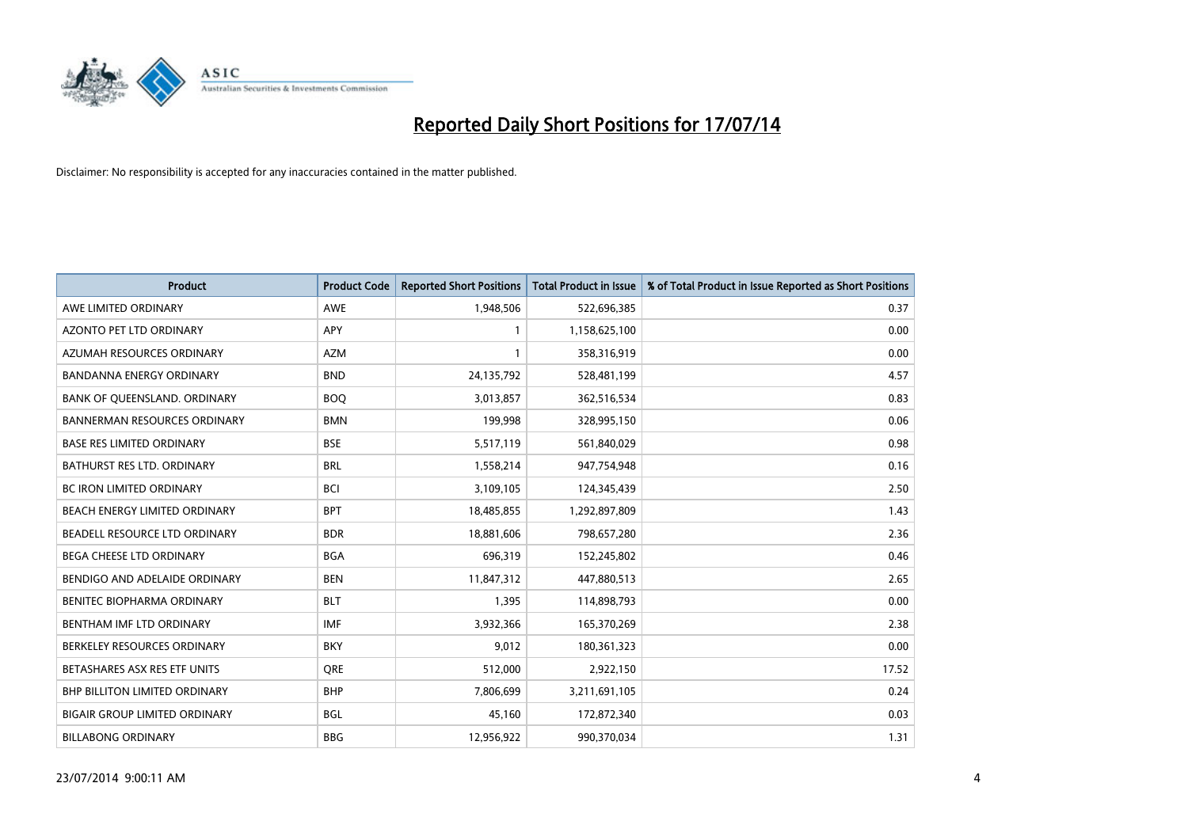# Reported Daily Short Positions for 17/07/14

Disclaimer: No responsibility is accepted for any inaccuracies contained in the matter published.

| Product | Product Code | Reported Short Positions | Total Product in Issue | % of Total Product in Issue Reported as Short Positions |
|---|---|---|---|---|
| AWE LIMITED ORDINARY | AWE | 1,948,506 | 522,696,385 | 0.37 |
| AZONTO PET LTD ORDINARY | APY | 1 | 1,158,625,100 | 0.00 |
| AZUMAH RESOURCES ORDINARY | AZM | 1 | 358,316,919 | 0.00 |
| BANDANNA ENERGY ORDINARY | BND | 24,135,792 | 528,481,199 | 4.57 |
| BANK OF QUEENSLAND. ORDINARY | BOQ | 3,013,857 | 362,516,534 | 0.83 |
| BANNERMAN RESOURCES ORDINARY | BMN | 199,998 | 328,995,150 | 0.06 |
| BASE RES LIMITED ORDINARY | BSE | 5,517,119 | 561,840,029 | 0.98 |
| BATHURST RES LTD. ORDINARY | BRL | 1,558,214 | 947,754,948 | 0.16 |
| BC IRON LIMITED ORDINARY | BCI | 3,109,105 | 124,345,439 | 2.50 |
| BEACH ENERGY LIMITED ORDINARY | BPT | 18,485,855 | 1,292,897,809 | 1.43 |
| BEADELL RESOURCE LTD ORDINARY | BDR | 18,881,606 | 798,657,280 | 2.36 |
| BEGA CHEESE LTD ORDINARY | BGA | 696,319 | 152,245,802 | 0.46 |
| BENDIGO AND ADELAIDE ORDINARY | BEN | 11,847,312 | 447,880,513 | 2.65 |
| BENITEC BIOPHARMA ORDINARY | BLT | 1,395 | 114,898,793 | 0.00 |
| BENTHAM IMF LTD ORDINARY | IMF | 3,932,366 | 165,370,269 | 2.38 |
| BERKELEY RESOURCES ORDINARY | BKY | 9,012 | 180,361,323 | 0.00 |
| BETASHARES ASX RES ETF UNITS | QRE | 512,000 | 2,922,150 | 17.52 |
| BHP BILLITON LIMITED ORDINARY | BHP | 7,806,699 | 3,211,691,105 | 0.24 |
| BIGAIR GROUP LIMITED ORDINARY | BGL | 45,160 | 172,872,340 | 0.03 |
| BILLABONG ORDINARY | BBG | 12,956,922 | 990,370,034 | 1.31 |

23/07/2014 9:00:11 AM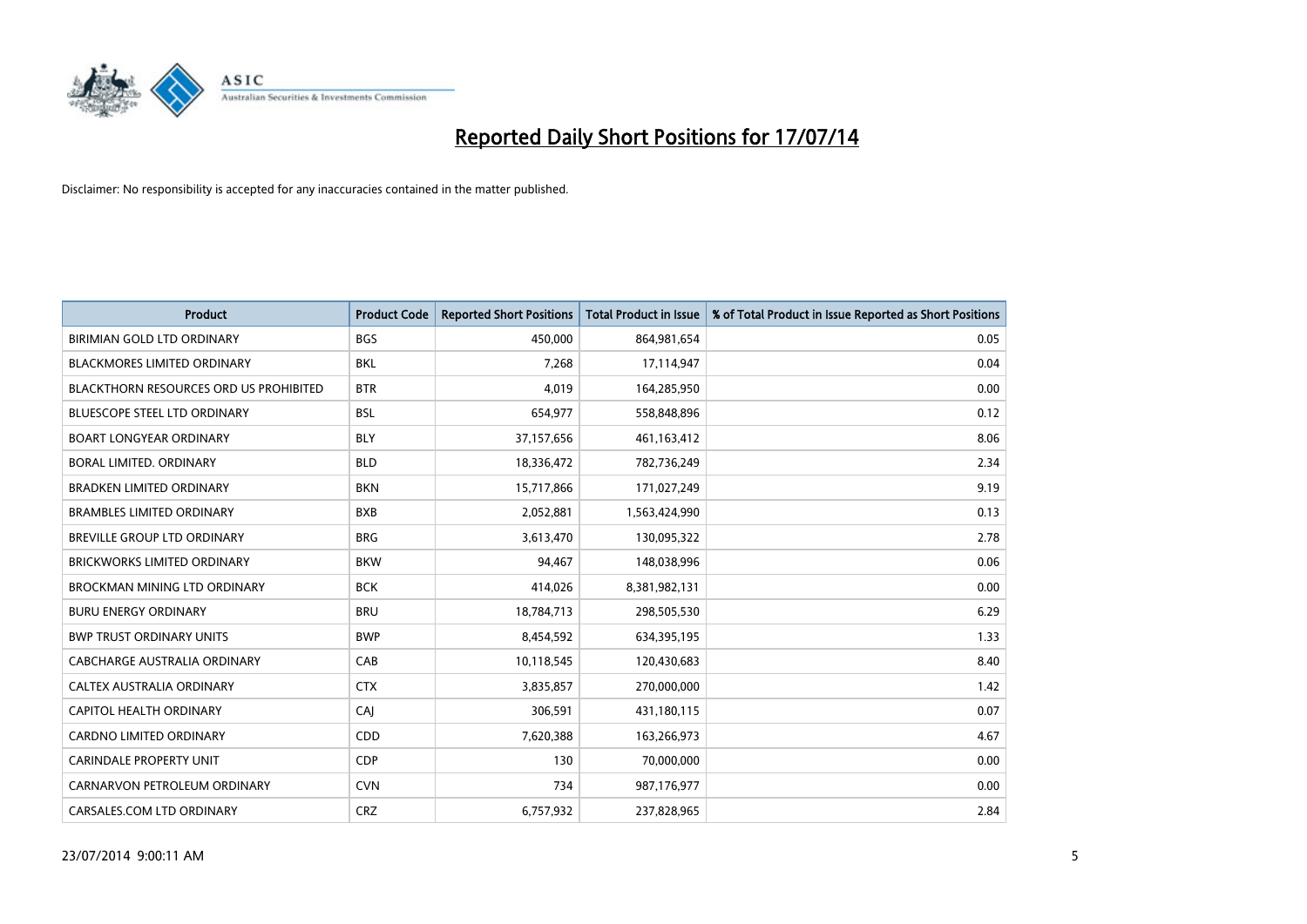# Reported Daily Short Positions for 17/07/14

Disclaimer: No responsibility is accepted for any inaccuracies contained in the matter published.

| Product | Product Code | Reported Short Positions | Total Product in Issue | % of Total Product in Issue Reported as Short Positions |
|---|---|---|---|---|
| BIRIMIAN GOLD LTD ORDINARY | BGS | 450,000 | 864,981,654 | 0.05 |
| BLACKMORES LIMITED ORDINARY | BKL | 7,268 | 17,114,947 | 0.04 |
| BLACKTHORN RESOURCES ORD US PROHIBITED | BTR | 4,019 | 164,285,950 | 0.00 |
| BLUESCOPE STEEL LTD ORDINARY | BSL | 654,977 | 558,848,896 | 0.12 |
| BOART LONGYEAR ORDINARY | BLY | 37,157,656 | 461,163,412 | 8.06 |
| BORAL LIMITED. ORDINARY | BLD | 18,336,472 | 782,736,249 | 2.34 |
| BRADKEN LIMITED ORDINARY | BKN | 15,717,866 | 171,027,249 | 9.19 |
| BRAMBLES LIMITED ORDINARY | BXB | 2,052,881 | 1,563,424,990 | 0.13 |
| BREVILLE GROUP LTD ORDINARY | BRG | 3,613,470 | 130,095,322 | 2.78 |
| BRICKWORKS LIMITED ORDINARY | BKW | 94,467 | 148,038,996 | 0.06 |
| BROCKMAN MINING LTD ORDINARY | BCK | 414,026 | 8,381,982,131 | 0.00 |
| BURU ENERGY ORDINARY | BRU | 18,784,713 | 298,505,530 | 6.29 |
| BWP TRUST ORDINARY UNITS | BWP | 8,454,592 | 634,395,195 | 1.33 |
| CABCHARGE AUSTRALIA ORDINARY | CAB | 10,118,545 | 120,430,683 | 8.40 |
| CALTEX AUSTRALIA ORDINARY | CTX | 3,835,857 | 270,000,000 | 1.42 |
| CAPITOL HEALTH ORDINARY | CAJ | 306,591 | 431,180,115 | 0.07 |
| CARDNO LIMITED ORDINARY | CDD | 7,620,388 | 163,266,973 | 4.67 |
| CARINDALE PROPERTY UNIT | CDP | 130 | 70,000,000 | 0.00 |
| CARNARVON PETROLEUM ORDINARY | CVN | 734 | 987,176,977 | 0.00 |
| CARSALES.COM LTD ORDINARY | CRZ | 6,757,932 | 237,828,965 | 2.84 |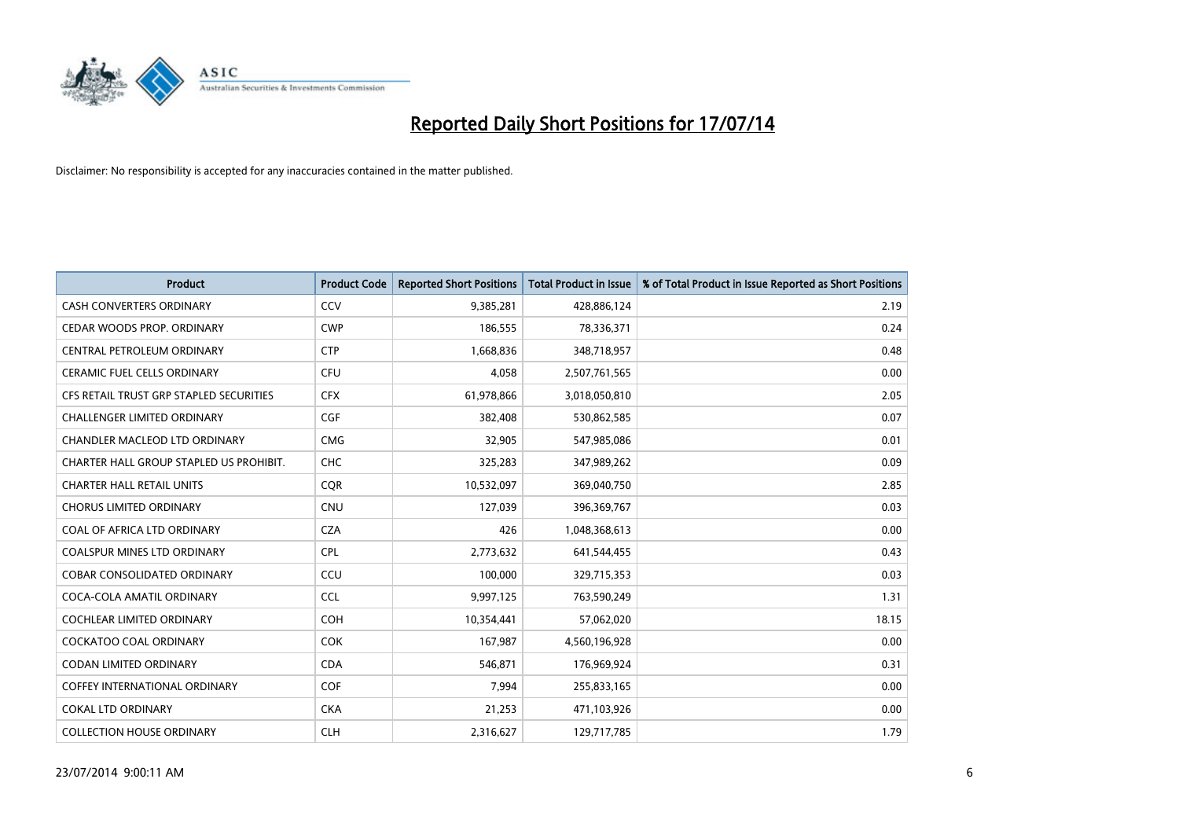# Reported Daily Short Positions for 17/07/14

Disclaimer: No responsibility is accepted for any inaccuracies contained in the matter published.

| Product | Product Code | Reported Short Positions | Total Product in Issue | % of Total Product in Issue Reported as Short Positions |
|---|---|---|---|---|
| CASH CONVERTERS ORDINARY | CCV | 9,385,281 | 428,886,124 | 2.19 |
| CEDAR WOODS PROP. ORDINARY | CWP | 186,555 | 78,336,371 | 0.24 |
| CENTRAL PETROLEUM ORDINARY | CTP | 1,668,836 | 348,718,957 | 0.48 |
| CERAMIC FUEL CELLS ORDINARY | CFU | 4,058 | 2,507,761,565 | 0.00 |
| CFS RETAIL TRUST GRP STAPLED SECURITIES | CFX | 61,978,866 | 3,018,050,810 | 2.05 |
| CHALLENGER LIMITED ORDINARY | CGF | 382,408 | 530,862,585 | 0.07 |
| CHANDLER MACLEOD LTD ORDINARY | CMG | 32,905 | 547,985,086 | 0.01 |
| CHARTER HALL GROUP STAPLED US PROHIBIT. | CHC | 325,283 | 347,989,262 | 0.09 |
| CHARTER HALL RETAIL UNITS | CQR | 10,532,097 | 369,040,750 | 2.85 |
| CHORUS LIMITED ORDINARY | CNU | 127,039 | 396,369,767 | 0.03 |
| COAL OF AFRICA LTD ORDINARY | CZA | 426 | 1,048,368,613 | 0.00 |
| COALSPUR MINES LTD ORDINARY | CPL | 2,773,632 | 641,544,455 | 0.43 |
| COBAR CONSOLIDATED ORDINARY | CCU | 100,000 | 329,715,353 | 0.03 |
| COCA-COLA AMATIL ORDINARY | CCL | 9,997,125 | 763,590,249 | 1.31 |
| COCHLEAR LIMITED ORDINARY | COH | 10,354,441 | 57,062,020 | 18.15 |
| COCKATOO COAL ORDINARY | COK | 167,987 | 4,560,196,928 | 0.00 |
| CODAN LIMITED ORDINARY | CDA | 546,871 | 176,969,924 | 0.31 |
| COFFEY INTERNATIONAL ORDINARY | COF | 7,994 | 255,833,165 | 0.00 |
| COKAL LTD ORDINARY | CKA | 21,253 | 471,103,926 | 0.00 |
| COLLECTION HOUSE ORDINARY | CLH | 2,316,627 | 129,717,785 | 1.79 |

23/07/2014 9:00:11 AM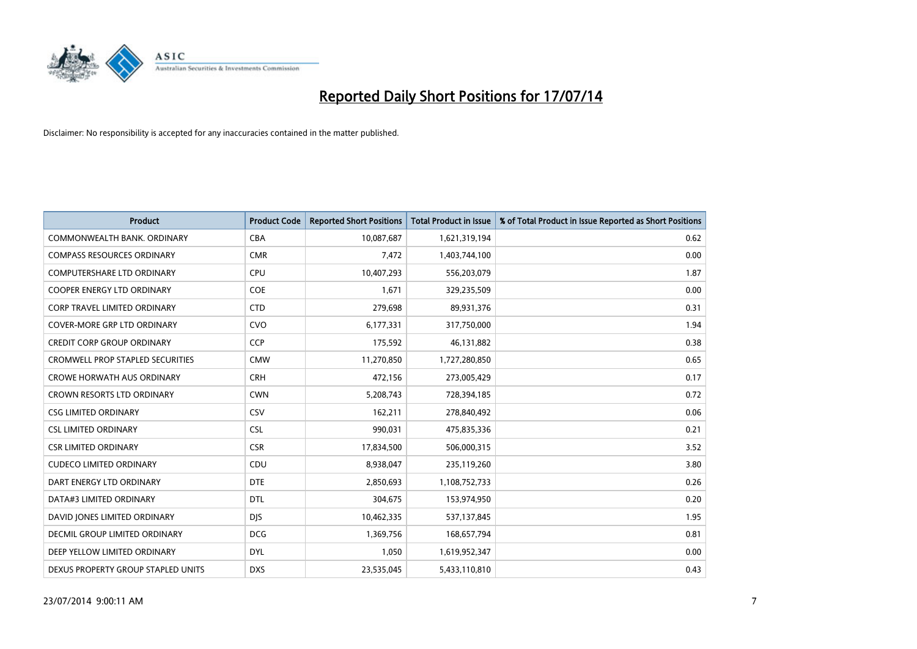# Reported Daily Short Positions for 17/07/14

Disclaimer: No responsibility is accepted for any inaccuracies contained in the matter published.

| Product | Product Code | Reported Short Positions | Total Product in Issue | % of Total Product in Issue Reported as Short Positions |
|---|---|---|---|---|
| COMMONWEALTH BANK. ORDINARY | CBA | 10,087,687 | 1,621,319,194 | 0.62 |
| COMPASS RESOURCES ORDINARY | CMR | 7,472 | 1,403,744,100 | 0.00 |
| COMPUTERSHARE LTD ORDINARY | CPU | 10,407,293 | 556,203,079 | 1.87 |
| COOPER ENERGY LTD ORDINARY | COE | 1,671 | 329,235,509 | 0.00 |
| CORP TRAVEL LIMITED ORDINARY | CTD | 279,698 | 89,931,376 | 0.31 |
| COVER-MORE GRP LTD ORDINARY | CVO | 6,177,331 | 317,750,000 | 1.94 |
| CREDIT CORP GROUP ORDINARY | CCP | 175,592 | 46,131,882 | 0.38 |
| CROMWELL PROP STAPLED SECURITIES | CMW | 11,270,850 | 1,727,280,850 | 0.65 |
| CROWE HORWATH AUS ORDINARY | CRH | 472,156 | 273,005,429 | 0.17 |
| CROWN RESORTS LTD ORDINARY | CWN | 5,208,743 | 728,394,185 | 0.72 |
| CSG LIMITED ORDINARY | CSV | 162,211 | 278,840,492 | 0.06 |
| CSL LIMITED ORDINARY | CSL | 990,031 | 475,835,336 | 0.21 |
| CSR LIMITED ORDINARY | CSR | 17,834,500 | 506,000,315 | 3.52 |
| CUDECO LIMITED ORDINARY | CDU | 8,938,047 | 235,119,260 | 3.80 |
| DART ENERGY LTD ORDINARY | DTE | 2,850,693 | 1,108,752,733 | 0.26 |
| DATA#3 LIMITED ORDINARY | DTL | 304,675 | 153,974,950 | 0.20 |
| DAVID JONES LIMITED ORDINARY | DJS | 10,462,335 | 537,137,845 | 1.95 |
| DECMIL GROUP LIMITED ORDINARY | DCG | 1,369,756 | 168,657,794 | 0.81 |
| DEEP YELLOW LIMITED ORDINARY | DYL | 1,050 | 1,619,952,347 | 0.00 |
| DEXUS PROPERTY GROUP STAPLED UNITS | DXS | 23,535,045 | 5,433,110,810 | 0.43 |

23/07/2014 9:00:11 AM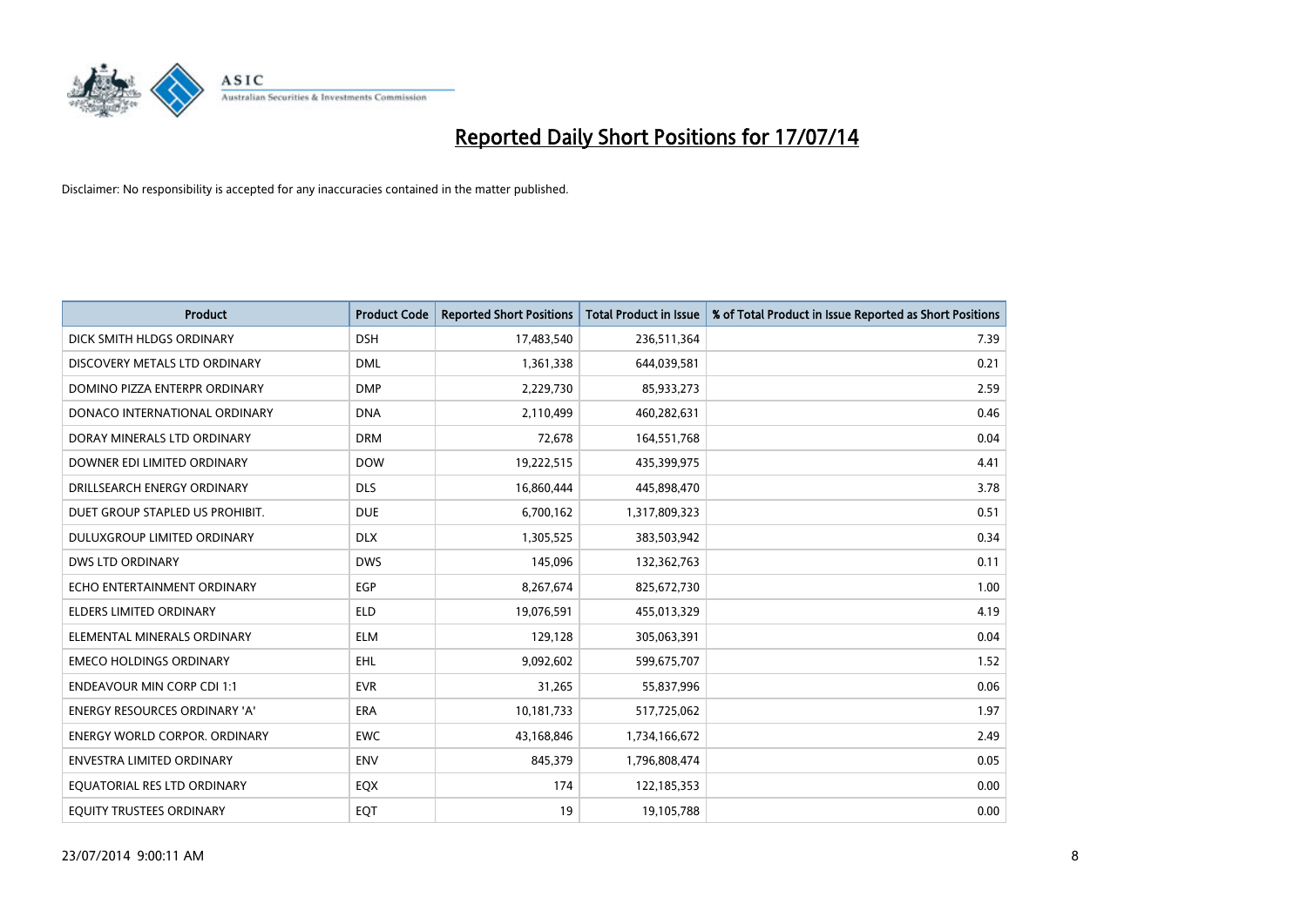# Reported Daily Short Positions for 17/07/14

Disclaimer: No responsibility is accepted for any inaccuracies contained in the matter published.

| Product | Product Code | Reported Short Positions | Total Product in Issue | % of Total Product in Issue Reported as Short Positions |
| --- | --- | --- | --- | --- |
| DICK SMITH HLDGS ORDINARY | DSH | 17,483,540 | 236,511,364 | 7.39 |
| DISCOVERY METALS LTD ORDINARY | DML | 1,361,338 | 644,039,581 | 0.21 |
| DOMINO PIZZA ENTERPR ORDINARY | DMP | 2,229,730 | 85,933,273 | 2.59 |
| DONACO INTERNATIONAL ORDINARY | DNA | 2,110,499 | 460,282,631 | 0.46 |
| DORAY MINERALS LTD ORDINARY | DRM | 72,678 | 164,551,768 | 0.04 |
| DOWNER EDI LIMITED ORDINARY | DOW | 19,222,515 | 435,399,975 | 4.41 |
| DRILLSEARCH ENERGY ORDINARY | DLS | 16,860,444 | 445,898,470 | 3.78 |
| DUET GROUP STAPLED US PROHIBIT. | DUE | 6,700,162 | 1,317,809,323 | 0.51 |
| DULUXGROUP LIMITED ORDINARY | DLX | 1,305,525 | 383,503,942 | 0.34 |
| DWS LTD ORDINARY | DWS | 145,096 | 132,362,763 | 0.11 |
| ECHO ENTERTAINMENT ORDINARY | EGP | 8,267,674 | 825,672,730 | 1.00 |
| ELDERS LIMITED ORDINARY | ELD | 19,076,591 | 455,013,329 | 4.19 |
| ELEMENTAL MINERALS ORDINARY | ELM | 129,128 | 305,063,391 | 0.04 |
| EMECO HOLDINGS ORDINARY | EHL | 9,092,602 | 599,675,707 | 1.52 |
| ENDEAVOUR MIN CORP CDI 1:1 | EVR | 31,265 | 55,837,996 | 0.06 |
| ENERGY RESOURCES ORDINARY 'A' | ERA | 10,181,733 | 517,725,062 | 1.97 |
| ENERGY WORLD CORPOR. ORDINARY | EWC | 43,168,846 | 1,734,166,672 | 2.49 |
| ENVESTRA LIMITED ORDINARY | ENV | 845,379 | 1,796,808,474 | 0.05 |
| EQUATORIAL RES LTD ORDINARY | EQX | 174 | 122,185,353 | 0.00 |
| EQUITY TRUSTEES ORDINARY | EQT | 19 | 19,105,788 | 0.00 |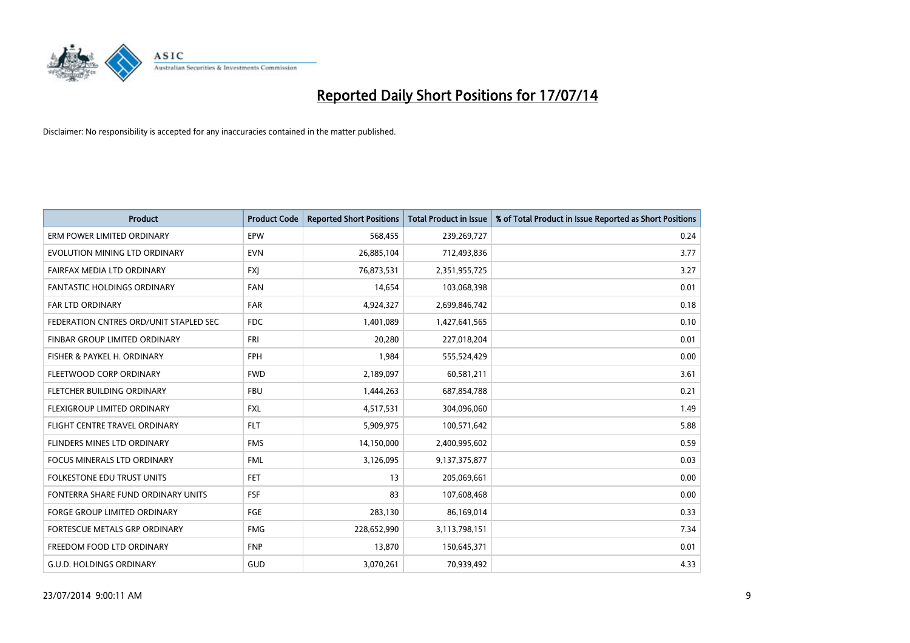# Reported Daily Short Positions for 17/07/14

Disclaimer: No responsibility is accepted for any inaccuracies contained in the matter published.

| Product | Product Code | Reported Short Positions | Total Product in Issue | % of Total Product in Issue Reported as Short Positions |
|---|---|---|---|---|
| ERM POWER LIMITED ORDINARY | EPW | 568,455 | 239,269,727 | 0.24 |
| EVOLUTION MINING LTD ORDINARY | EVN | 26,885,104 | 712,493,836 | 3.77 |
| FAIRFAX MEDIA LTD ORDINARY | FXJ | 76,873,531 | 2,351,955,725 | 3.27 |
| FANTASTIC HOLDINGS ORDINARY | FAN | 14,654 | 103,068,398 | 0.01 |
| FAR LTD ORDINARY | FAR | 4,924,327 | 2,699,846,742 | 0.18 |
| FEDERATION CNTRES ORD/UNIT STAPLED SEC | FDC | 1,401,089 | 1,427,641,565 | 0.10 |
| FINBAR GROUP LIMITED ORDINARY | FRI | 20,280 | 227,018,204 | 0.01 |
| FISHER & PAYKEL H. ORDINARY | FPH | 1,984 | 555,524,429 | 0.00 |
| FLEETWOOD CORP ORDINARY | FWD | 2,189,097 | 60,581,211 | 3.61 |
| FLETCHER BUILDING ORDINARY | FBU | 1,444,263 | 687,854,788 | 0.21 |
| FLEXIGROUP LIMITED ORDINARY | FXL | 4,517,531 | 304,096,060 | 1.49 |
| FLIGHT CENTRE TRAVEL ORDINARY | FLT | 5,909,975 | 100,571,642 | 5.88 |
| FLINDERS MINES LTD ORDINARY | FMS | 14,150,000 | 2,400,995,602 | 0.59 |
| FOCUS MINERALS LTD ORDINARY | FML | 3,126,095 | 9,137,375,877 | 0.03 |
| FOLKESTONE EDU TRUST UNITS | FET | 13 | 205,069,661 | 0.00 |
| FONTERRA SHARE FUND ORDINARY UNITS | FSF | 83 | 107,608,468 | 0.00 |
| FORGE GROUP LIMITED ORDINARY | FGE | 283,130 | 86,169,014 | 0.33 |
| FORTESCUE METALS GRP ORDINARY | FMG | 228,652,990 | 3,113,798,151 | 7.34 |
| FREEDOM FOOD LTD ORDINARY | FNP | 13,870 | 150,645,371 | 0.01 |
| G.U.D. HOLDINGS ORDINARY | GUD | 3,070,261 | 70,939,492 | 4.33 |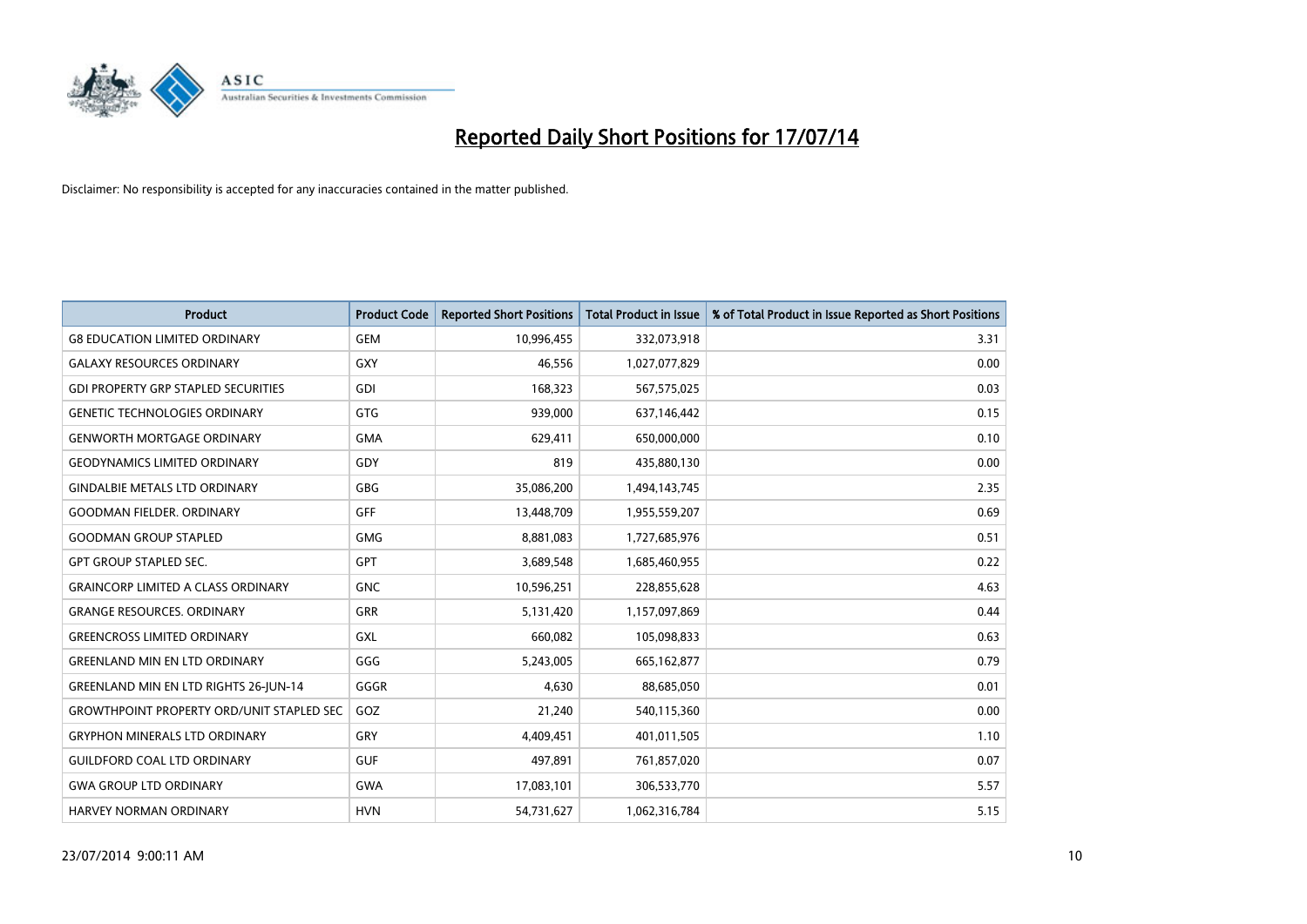# Reported Daily Short Positions for 17/07/14

Disclaimer: No responsibility is accepted for any inaccuracies contained in the matter published.

| Product | Product Code | Reported Short Positions | Total Product in Issue | % of Total Product in Issue Reported as Short Positions |
|---|---|---|---|---|
| G8 EDUCATION LIMITED ORDINARY | GEM | 10,996,455 | 332,073,918 | 3.31 |
| GALAXY RESOURCES ORDINARY | GXY | 46,556 | 1,027,077,829 | 0.00 |
| GDI PROPERTY GRP STAPLED SECURITIES | GDI | 168,323 | 567,575,025 | 0.03 |
| GENETIC TECHNOLOGIES ORDINARY | GTG | 939,000 | 637,146,442 | 0.15 |
| GENWORTH MORTGAGE ORDINARY | GMA | 629,411 | 650,000,000 | 0.10 |
| GEODYNAMICS LIMITED ORDINARY | GDY | 819 | 435,880,130 | 0.00 |
| GINDALBIE METALS LTD ORDINARY | GBG | 35,086,200 | 1,494,143,745 | 2.35 |
| GOODMAN FIELDER. ORDINARY | GFF | 13,448,709 | 1,955,559,207 | 0.69 |
| GOODMAN GROUP STAPLED | GMG | 8,881,083 | 1,727,685,976 | 0.51 |
| GPT GROUP STAPLED SEC. | GPT | 3,689,548 | 1,685,460,955 | 0.22 |
| GRAINCORP LIMITED A CLASS ORDINARY | GNC | 10,596,251 | 228,855,628 | 4.63 |
| GRANGE RESOURCES. ORDINARY | GRR | 5,131,420 | 1,157,097,869 | 0.44 |
| GREENCROSS LIMITED ORDINARY | GXL | 660,082 | 105,098,833 | 0.63 |
| GREENLAND MIN EN LTD ORDINARY | GGG | 5,243,005 | 665,162,877 | 0.79 |
| GREENLAND MIN EN LTD RIGHTS 26-JUN-14 | GGGR | 4,630 | 88,685,050 | 0.01 |
| GROWTHPOINT PROPERTY ORD/UNIT STAPLED SEC | GOZ | 21,240 | 540,115,360 | 0.00 |
| GRYPHON MINERALS LTD ORDINARY | GRY | 4,409,451 | 401,011,505 | 1.10 |
| GUILDFORD COAL LTD ORDINARY | GUF | 497,891 | 761,857,020 | 0.07 |
| GWA GROUP LTD ORDINARY | GWA | 17,083,101 | 306,533,770 | 5.57 |
| HARVEY NORMAN ORDINARY | HVN | 54,731,627 | 1,062,316,784 | 5.15 |

23/07/2014 9:00:11 AM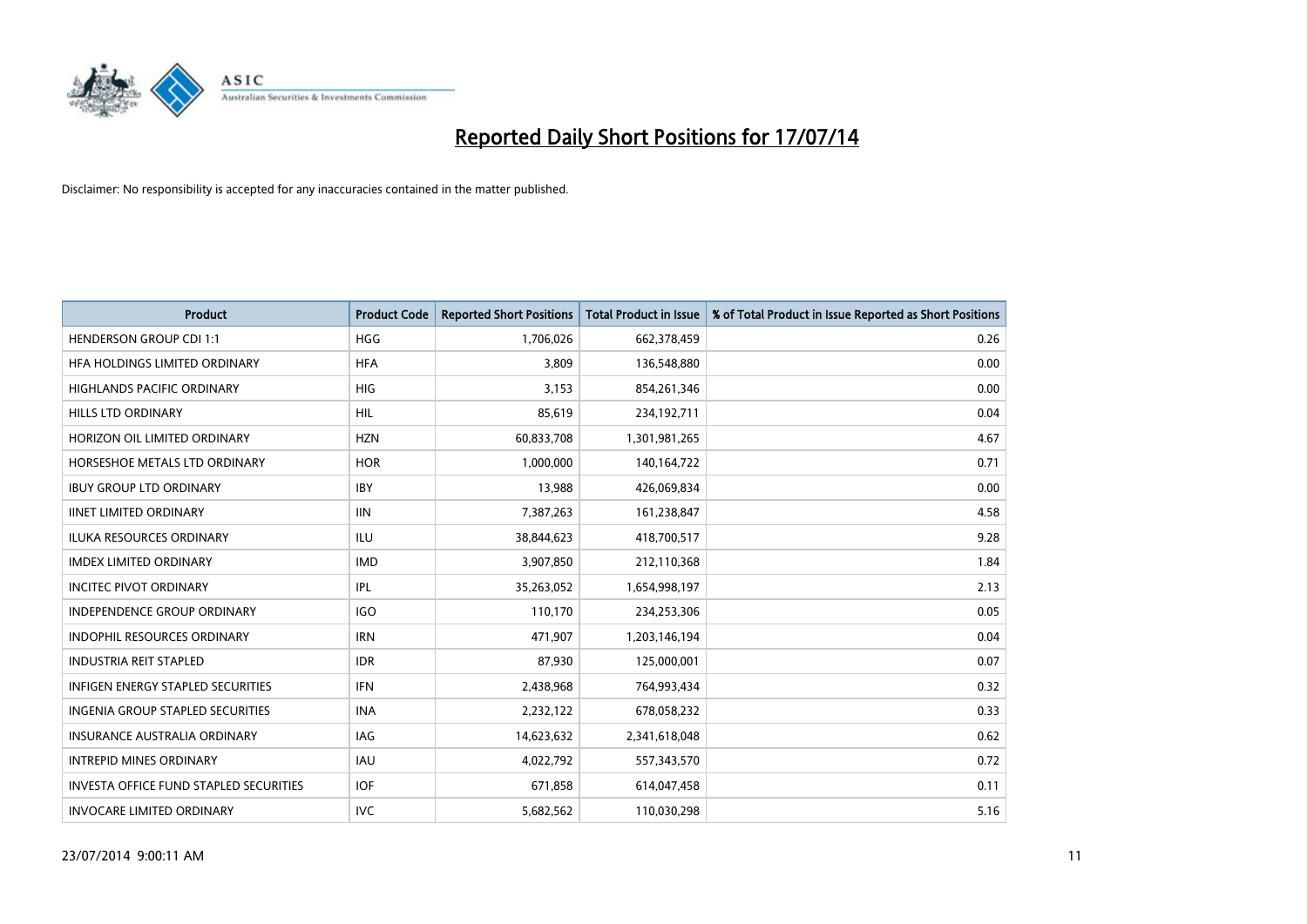# Reported Daily Short Positions for 17/07/14

Disclaimer: No responsibility is accepted for any inaccuracies contained in the matter published.

| Product | Product Code | Reported Short Positions | Total Product in Issue | % of Total Product in Issue Reported as Short Positions |
|---|---|---|---|---|
| HENDERSON GROUP CDI 1:1 | HGG | 1,706,026 | 662,378,459 | 0.26 |
| HFA HOLDINGS LIMITED ORDINARY | HFA | 3,809 | 136,548,880 | 0.00 |
| HIGHLANDS PACIFIC ORDINARY | HIG | 3,153 | 854,261,346 | 0.00 |
| HILLS LTD ORDINARY | HIL | 85,619 | 234,192,711 | 0.04 |
| HORIZON OIL LIMITED ORDINARY | HZN | 60,833,708 | 1,301,981,265 | 4.67 |
| HORSESHOE METALS LTD ORDINARY | HOR | 1,000,000 | 140,164,722 | 0.71 |
| IBUY GROUP LTD ORDINARY | IBY | 13,988 | 426,069,834 | 0.00 |
| IINET LIMITED ORDINARY | IIN | 7,387,263 | 161,238,847 | 4.58 |
| ILUKA RESOURCES ORDINARY | ILU | 38,844,623 | 418,700,517 | 9.28 |
| IMDEX LIMITED ORDINARY | IMD | 3,907,850 | 212,110,368 | 1.84 |
| INCITEC PIVOT ORDINARY | IPL | 35,263,052 | 1,654,998,197 | 2.13 |
| INDEPENDENCE GROUP ORDINARY | IGO | 110,170 | 234,253,306 | 0.05 |
| INDOPHIL RESOURCES ORDINARY | IRN | 471,907 | 1,203,146,194 | 0.04 |
| INDUSTRIA REIT STAPLED | IDR | 87,930 | 125,000,001 | 0.07 |
| INFIGEN ENERGY STAPLED SECURITIES | IFN | 2,438,968 | 764,993,434 | 0.32 |
| INGENIA GROUP STAPLED SECURITIES | INA | 2,232,122 | 678,058,232 | 0.33 |
| INSURANCE AUSTRALIA ORDINARY | IAG | 14,623,632 | 2,341,618,048 | 0.62 |
| INTREPID MINES ORDINARY | IAU | 4,022,792 | 557,343,570 | 0.72 |
| INVESTA OFFICE FUND STAPLED SECURITIES | IOF | 671,858 | 614,047,458 | 0.11 |
| INVOCARE LIMITED ORDINARY | IVC | 5,682,562 | 110,030,298 | 5.16 |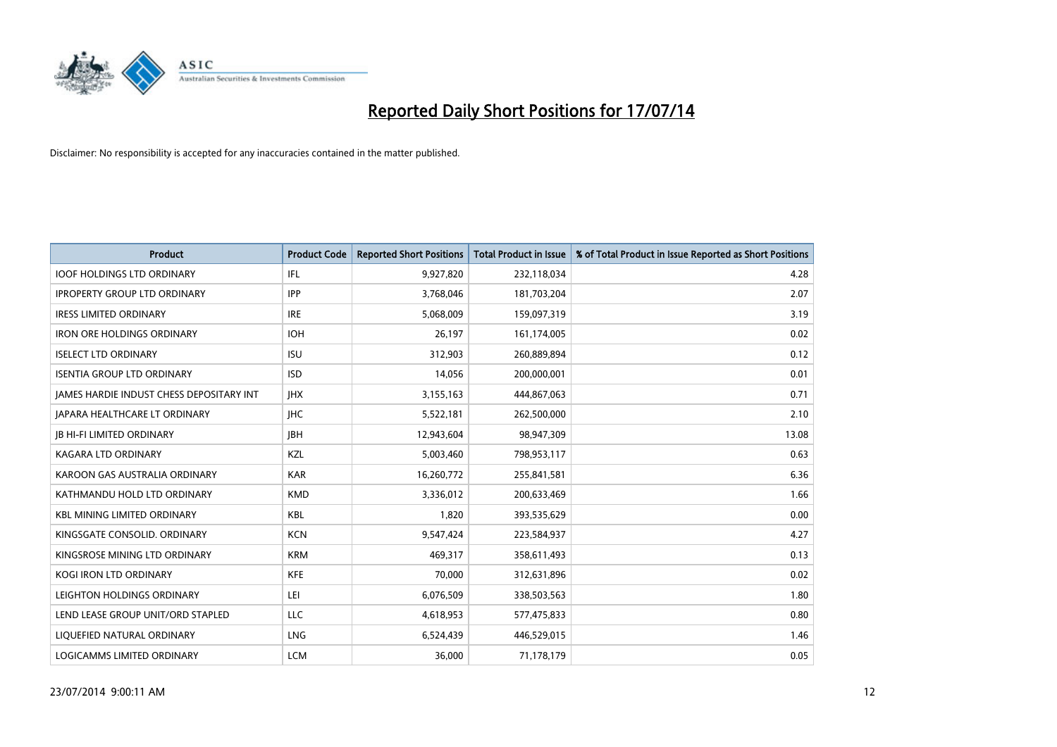# Reported Daily Short Positions for 17/07/14

Disclaimer: No responsibility is accepted for any inaccuracies contained in the matter published.

| Product | Product Code | Reported Short Positions | Total Product in Issue | % of Total Product in Issue Reported as Short Positions |
|---|---|---|---|---|
| IOOF HOLDINGS LTD ORDINARY | IFL | 9,927,820 | 232,118,034 | 4.28 |
| IPROPERTY GROUP LTD ORDINARY | IPP | 3,768,046 | 181,703,204 | 2.07 |
| IRESS LIMITED ORDINARY | IRE | 5,068,009 | 159,097,319 | 3.19 |
| IRON ORE HOLDINGS ORDINARY | IOH | 26,197 | 161,174,005 | 0.02 |
| ISELECT LTD ORDINARY | ISU | 312,903 | 260,889,894 | 0.12 |
| ISENTIA GROUP LTD ORDINARY | ISD | 14,056 | 200,000,001 | 0.01 |
| JAMES HARDIE INDUST CHESS DEPOSITARY INT | JHX | 3,155,163 | 444,867,063 | 0.71 |
| JAPARA HEALTHCARE LT ORDINARY | JHC | 5,522,181 | 262,500,000 | 2.10 |
| JB HI-FI LIMITED ORDINARY | JBH | 12,943,604 | 98,947,309 | 13.08 |
| KAGARA LTD ORDINARY | KZL | 5,003,460 | 798,953,117 | 0.63 |
| KAROON GAS AUSTRALIA ORDINARY | KAR | 16,260,772 | 255,841,581 | 6.36 |
| KATHMANDU HOLD LTD ORDINARY | KMD | 3,336,012 | 200,633,469 | 1.66 |
| KBL MINING LIMITED ORDINARY | KBL | 1,820 | 393,535,629 | 0.00 |
| KINGSGATE CONSOLID. ORDINARY | KCN | 9,547,424 | 223,584,937 | 4.27 |
| KINGSROSE MINING LTD ORDINARY | KRM | 469,317 | 358,611,493 | 0.13 |
| KOGI IRON LTD ORDINARY | KFE | 70,000 | 312,631,896 | 0.02 |
| LEIGHTON HOLDINGS ORDINARY | LEI | 6,076,509 | 338,503,563 | 1.80 |
| LEND LEASE GROUP UNIT/ORD STAPLED | LLC | 4,618,953 | 577,475,833 | 0.80 |
| LIQUEFIED NATURAL ORDINARY | LNG | 6,524,439 | 446,529,015 | 1.46 |
| LOGICAMMS LIMITED ORDINARY | LCM | 36,000 | 71,178,179 | 0.05 |

23/07/2014 9:00:11 AM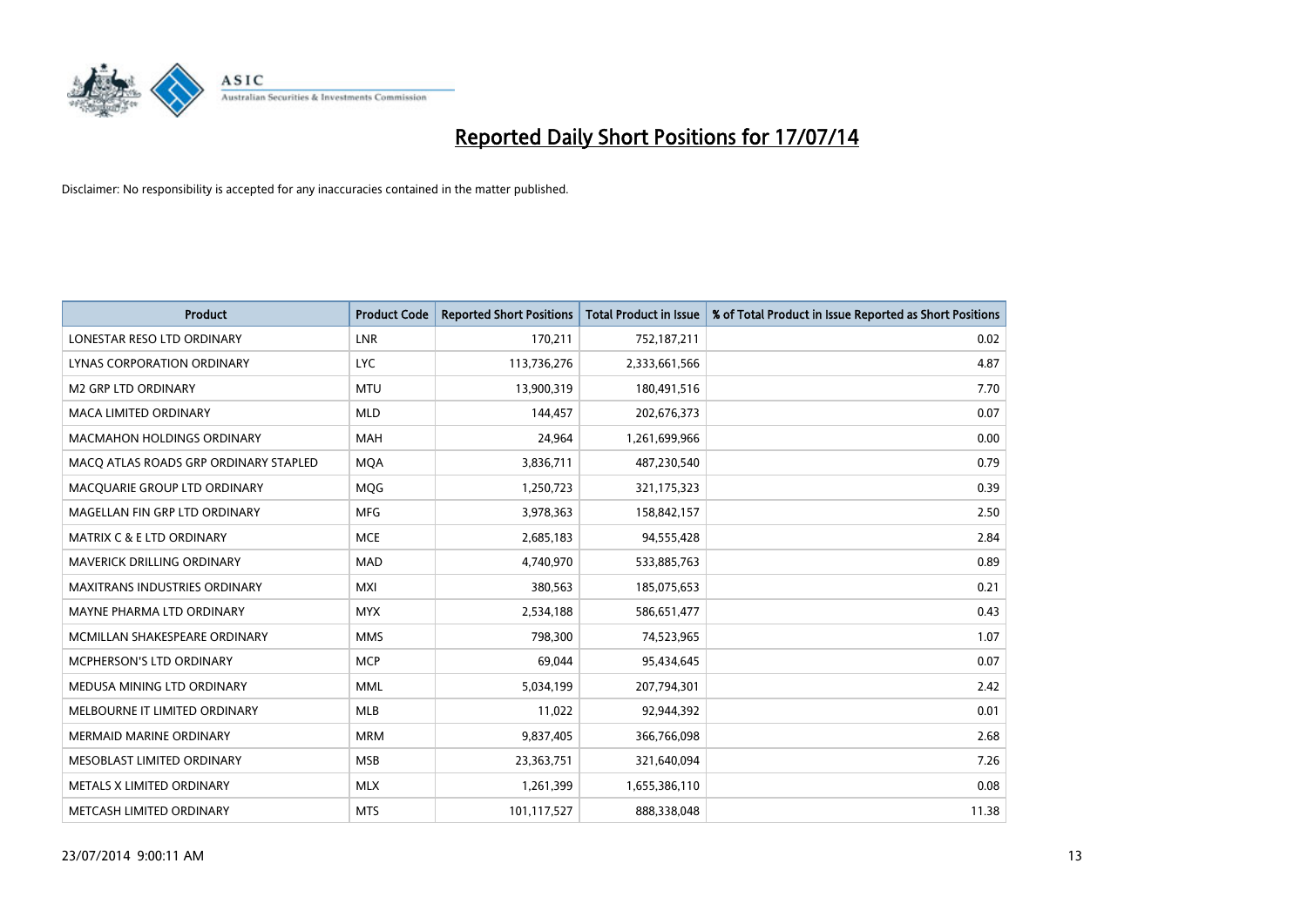# Reported Daily Short Positions for 17/07/14

Disclaimer: No responsibility is accepted for any inaccuracies contained in the matter published.

| Product | Product Code | Reported Short Positions | Total Product in Issue | % of Total Product in Issue Reported as Short Positions |
|---|---|---|---|---|
| LONESTAR RESO LTD ORDINARY | LNR | 170,211 | 752,187,211 | 0.02 |
| LYNAS CORPORATION ORDINARY | LYC | 113,736,276 | 2,333,661,566 | 4.87 |
| M2 GRP LTD ORDINARY | MTU | 13,900,319 | 180,491,516 | 7.70 |
| MACA LIMITED ORDINARY | MLD | 144,457 | 202,676,373 | 0.07 |
| MACMAHON HOLDINGS ORDINARY | MAH | 24,964 | 1,261,699,966 | 0.00 |
| MACQ ATLAS ROADS GRP ORDINARY STAPLED | MQA | 3,836,711 | 487,230,540 | 0.79 |
| MACQUARIE GROUP LTD ORDINARY | MQG | 1,250,723 | 321,175,323 | 0.39 |
| MAGELLAN FIN GRP LTD ORDINARY | MFG | 3,978,363 | 158,842,157 | 2.50 |
| MATRIX C & E LTD ORDINARY | MCE | 2,685,183 | 94,555,428 | 2.84 |
| MAVERICK DRILLING ORDINARY | MAD | 4,740,970 | 533,885,763 | 0.89 |
| MAXITRANS INDUSTRIES ORDINARY | MXI | 380,563 | 185,075,653 | 0.21 |
| MAYNE PHARMA LTD ORDINARY | MYX | 2,534,188 | 586,651,477 | 0.43 |
| MCMILLAN SHAKESPEARE ORDINARY | MMS | 798,300 | 74,523,965 | 1.07 |
| MCPHERSON'S LTD ORDINARY | MCP | 69,044 | 95,434,645 | 0.07 |
| MEDUSA MINING LTD ORDINARY | MML | 5,034,199 | 207,794,301 | 2.42 |
| MELBOURNE IT LIMITED ORDINARY | MLB | 11,022 | 92,944,392 | 0.01 |
| MERMAID MARINE ORDINARY | MRM | 9,837,405 | 366,766,098 | 2.68 |
| MESOBLAST LIMITED ORDINARY | MSB | 23,363,751 | 321,640,094 | 7.26 |
| METALS X LIMITED ORDINARY | MLX | 1,261,399 | 1,655,386,110 | 0.08 |
| METCASH LIMITED ORDINARY | MTS | 101,117,527 | 888,338,048 | 11.38 |

23/07/2014 9:00:11 AM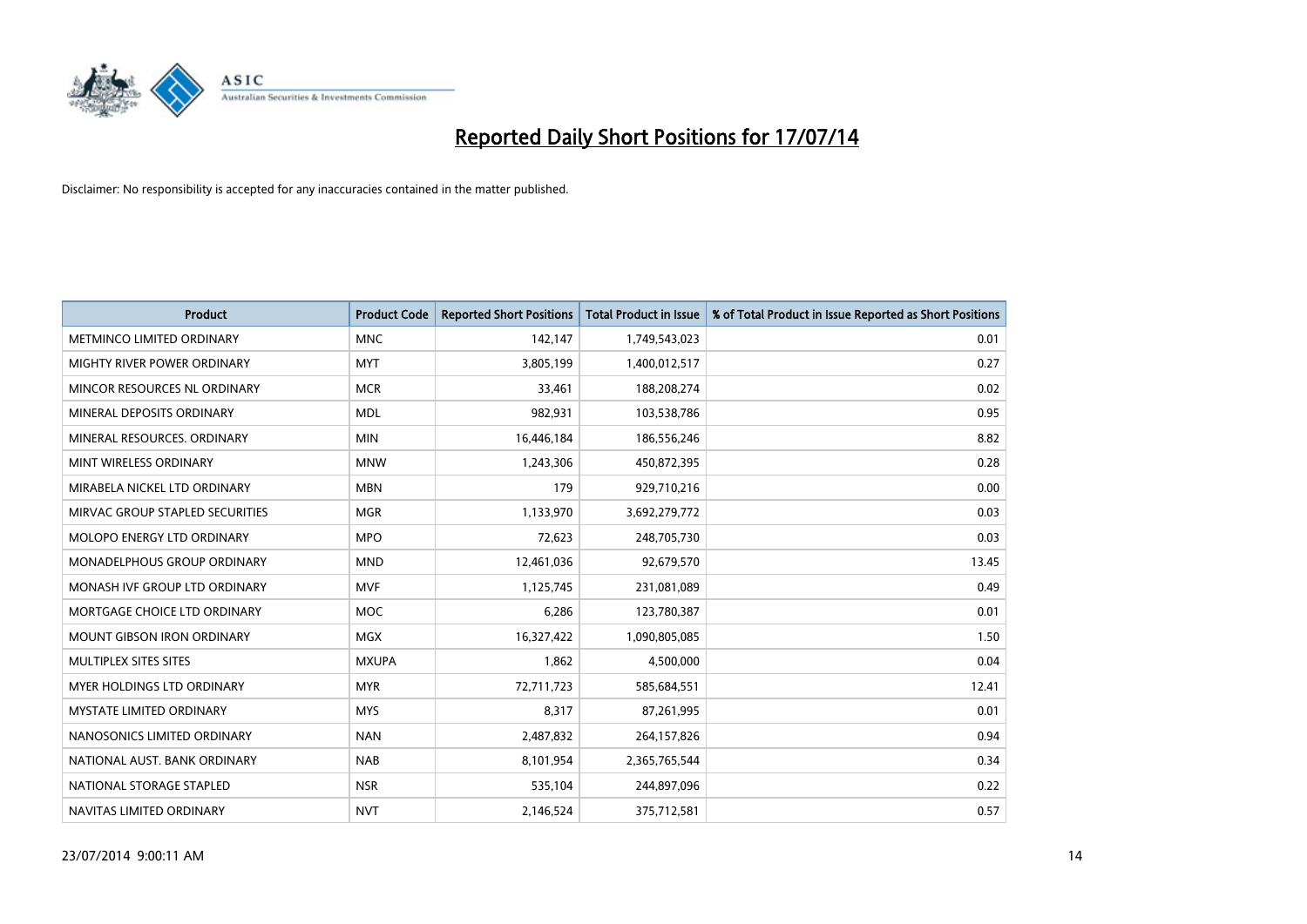# Reported Daily Short Positions for 17/07/14

Disclaimer: No responsibility is accepted for any inaccuracies contained in the matter published.

| Product | Product Code | Reported Short Positions | Total Product in Issue | % of Total Product in Issue Reported as Short Positions |
|---|---|---|---|---|
| METMINCO LIMITED ORDINARY | MNC | 142,147 | 1,749,543,023 | 0.01 |
| MIGHTY RIVER POWER ORDINARY | MYT | 3,805,199 | 1,400,012,517 | 0.27 |
| MINCOR RESOURCES NL ORDINARY | MCR | 33,461 | 188,208,274 | 0.02 |
| MINERAL DEPOSITS ORDINARY | MDL | 982,931 | 103,538,786 | 0.95 |
| MINERAL RESOURCES. ORDINARY | MIN | 16,446,184 | 186,556,246 | 8.82 |
| MINT WIRELESS ORDINARY | MNW | 1,243,306 | 450,872,395 | 0.28 |
| MIRABELA NICKEL LTD ORDINARY | MBN | 179 | 929,710,216 | 0.00 |
| MIRVAC GROUP STAPLED SECURITIES | MGR | 1,133,970 | 3,692,279,772 | 0.03 |
| MOLOPO ENERGY LTD ORDINARY | MPO | 72,623 | 248,705,730 | 0.03 |
| MONADELPHOUS GROUP ORDINARY | MND | 12,461,036 | 92,679,570 | 13.45 |
| MONASH IVF GROUP LTD ORDINARY | MVF | 1,125,745 | 231,081,089 | 0.49 |
| MORTGAGE CHOICE LTD ORDINARY | MOC | 6,286 | 123,780,387 | 0.01 |
| MOUNT GIBSON IRON ORDINARY | MGX | 16,327,422 | 1,090,805,085 | 1.50 |
| MULTIPLEX SITES SITES | MXUPA | 1,862 | 4,500,000 | 0.04 |
| MYER HOLDINGS LTD ORDINARY | MYR | 72,711,723 | 585,684,551 | 12.41 |
| MYSTATE LIMITED ORDINARY | MYS | 8,317 | 87,261,995 | 0.01 |
| NANOSONICS LIMITED ORDINARY | NAN | 2,487,832 | 264,157,826 | 0.94 |
| NATIONAL AUST. BANK ORDINARY | NAB | 8,101,954 | 2,365,765,544 | 0.34 |
| NATIONAL STORAGE STAPLED | NSR | 535,104 | 244,897,096 | 0.22 |
| NAVITAS LIMITED ORDINARY | NVT | 2,146,524 | 375,712,581 | 0.57 |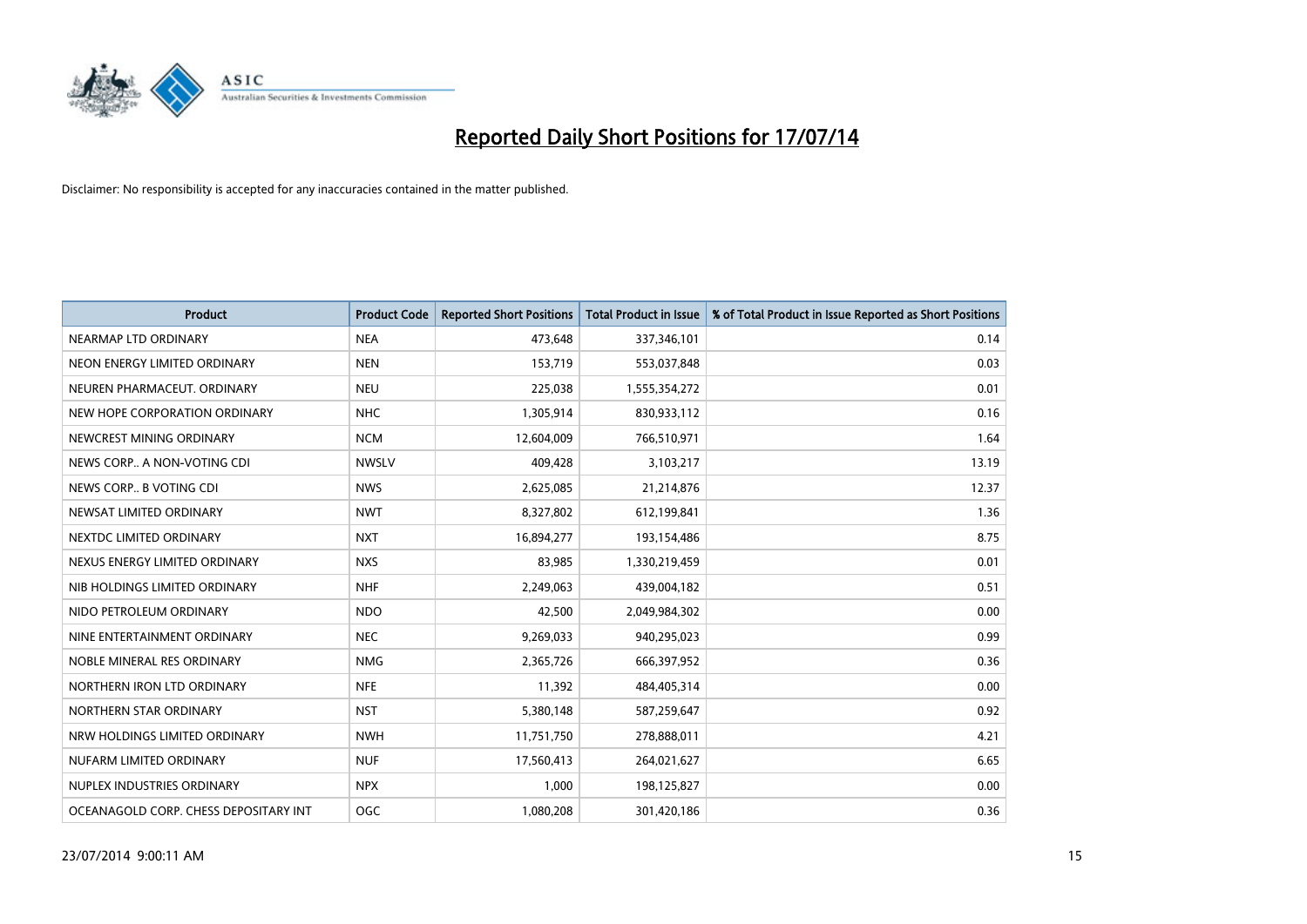# Reported Daily Short Positions for 17/07/14

Disclaimer: No responsibility is accepted for any inaccuracies contained in the matter published.

| Product | Product Code | Reported Short Positions | Total Product in Issue | % of Total Product in Issue Reported as Short Positions |
|---|---|---|---|---|
| NEARMAP LTD ORDINARY | NEA | 473,648 | 337,346,101 | 0.14 |
| NEON ENERGY LIMITED ORDINARY | NEN | 153,719 | 553,037,848 | 0.03 |
| NEUREN PHARMACEUT. ORDINARY | NEU | 225,038 | 1,555,354,272 | 0.01 |
| NEW HOPE CORPORATION ORDINARY | NHC | 1,305,914 | 830,933,112 | 0.16 |
| NEWCREST MINING ORDINARY | NCM | 12,604,009 | 766,510,971 | 1.64 |
| NEWS CORP.. A NON-VOTING CDI | NWSLV | 409,428 | 3,103,217 | 13.19 |
| NEWS CORP.. B VOTING CDI | NWS | 2,625,085 | 21,214,876 | 12.37 |
| NEWSAT LIMITED ORDINARY | NWT | 8,327,802 | 612,199,841 | 1.36 |
| NEXTDC LIMITED ORDINARY | NXT | 16,894,277 | 193,154,486 | 8.75 |
| NEXUS ENERGY LIMITED ORDINARY | NXS | 83,985 | 1,330,219,459 | 0.01 |
| NIB HOLDINGS LIMITED ORDINARY | NHF | 2,249,063 | 439,004,182 | 0.51 |
| NIDO PETROLEUM ORDINARY | NDO | 42,500 | 2,049,984,302 | 0.00 |
| NINE ENTERTAINMENT ORDINARY | NEC | 9,269,033 | 940,295,023 | 0.99 |
| NOBLE MINERAL RES ORDINARY | NMG | 2,365,726 | 666,397,952 | 0.36 |
| NORTHERN IRON LTD ORDINARY | NFE | 11,392 | 484,405,314 | 0.00 |
| NORTHERN STAR ORDINARY | NST | 5,380,148 | 587,259,647 | 0.92 |
| NRW HOLDINGS LIMITED ORDINARY | NWH | 11,751,750 | 278,888,011 | 4.21 |
| NUFARM LIMITED ORDINARY | NUF | 17,560,413 | 264,021,627 | 6.65 |
| NUPLEX INDUSTRIES ORDINARY | NPX | 1,000 | 198,125,827 | 0.00 |
| OCEANAGOLD CORP. CHESS DEPOSITARY INT | OGC | 1,080,208 | 301,420,186 | 0.36 |

23/07/2014 9:00:11 AM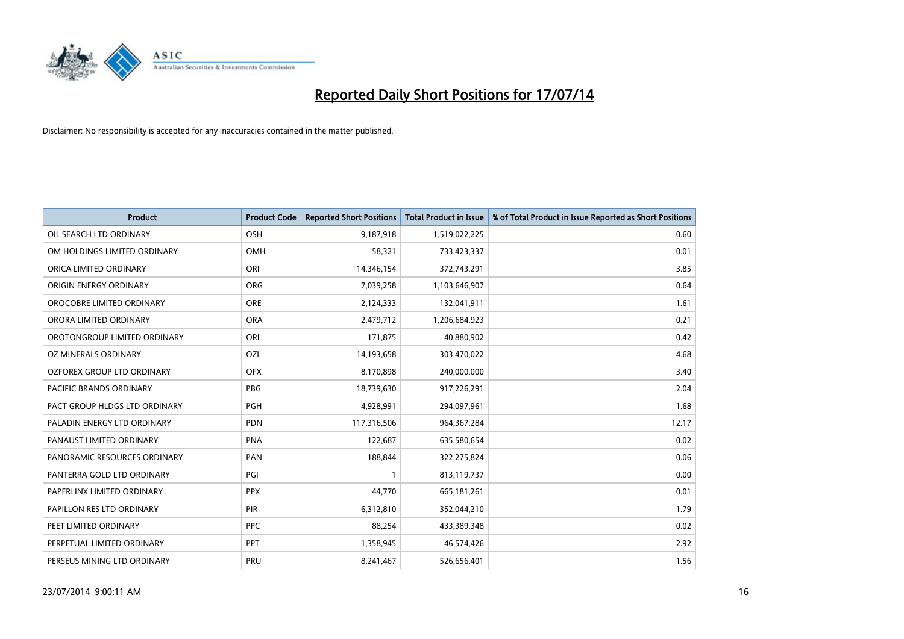# Reported Daily Short Positions for 17/07/14

Disclaimer: No responsibility is accepted for any inaccuracies contained in the matter published.

| Product | Product Code | Reported Short Positions | Total Product in Issue | % of Total Product in Issue Reported as Short Positions |
|---|---|---|---|---|
| OIL SEARCH LTD ORDINARY | OSH | 9,187,918 | 1,519,022,225 | 0.60 |
| OM HOLDINGS LIMITED ORDINARY | OMH | 58,321 | 733,423,337 | 0.01 |
| ORICA LIMITED ORDINARY | ORI | 14,346,154 | 372,743,291 | 3.85 |
| ORIGIN ENERGY ORDINARY | ORG | 7,039,258 | 1,103,646,907 | 0.64 |
| OROCOBRE LIMITED ORDINARY | ORE | 2,124,333 | 132,041,911 | 1.61 |
| ORORA LIMITED ORDINARY | ORA | 2,479,712 | 1,206,684,923 | 0.21 |
| OROTONGROUP LIMITED ORDINARY | ORL | 171,875 | 40,880,902 | 0.42 |
| OZ MINERALS ORDINARY | OZL | 14,193,658 | 303,470,022 | 4.68 |
| OZFOREX GROUP LTD ORDINARY | OFX | 8,170,898 | 240,000,000 | 3.40 |
| PACIFIC BRANDS ORDINARY | PBG | 18,739,630 | 917,226,291 | 2.04 |
| PACT GROUP HLDGS LTD ORDINARY | PGH | 4,928,991 | 294,097,961 | 1.68 |
| PALADIN ENERGY LTD ORDINARY | PDN | 117,316,506 | 964,367,284 | 12.17 |
| PANAUST LIMITED ORDINARY | PNA | 122,687 | 635,580,654 | 0.02 |
| PANORAMIC RESOURCES ORDINARY | PAN | 188,844 | 322,275,824 | 0.06 |
| PANTERRA GOLD LTD ORDINARY | PGI | 1 | 813,119,737 | 0.00 |
| PAPERLINX LIMITED ORDINARY | PPX | 44,770 | 665,181,261 | 0.01 |
| PAPILLON RES LTD ORDINARY | PIR | 6,312,810 | 352,044,210 | 1.79 |
| PEET LIMITED ORDINARY | PPC | 88,254 | 433,389,348 | 0.02 |
| PERPETUAL LIMITED ORDINARY | PPT | 1,358,945 | 46,574,426 | 2.92 |
| PERSEUS MINING LTD ORDINARY | PRU | 8,241,467 | 526,656,401 | 1.56 |

23/07/2014 9:00:11 AM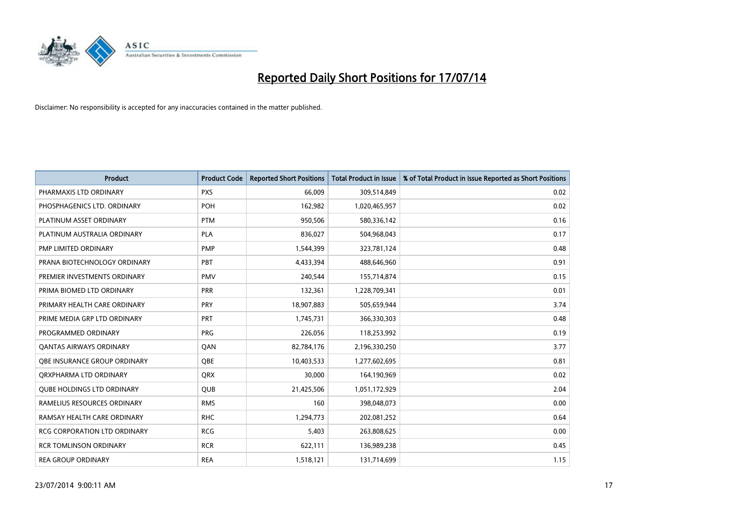# Reported Daily Short Positions for 17/07/14

Disclaimer: No responsibility is accepted for any inaccuracies contained in the matter published.

| Product | Product Code | Reported Short Positions | Total Product in Issue | % of Total Product in Issue Reported as Short Positions |
|---|---|---|---|---|
| PHARMAXIS LTD ORDINARY | PXS | 66,009 | 309,514,849 | 0.02 |
| PHOSPHAGENICS LTD. ORDINARY | POH | 162,982 | 1,020,465,957 | 0.02 |
| PLATINUM ASSET ORDINARY | PTM | 950,506 | 580,336,142 | 0.16 |
| PLATINUM AUSTRALIA ORDINARY | PLA | 836,027 | 504,968,043 | 0.17 |
| PMP LIMITED ORDINARY | PMP | 1,544,399 | 323,781,124 | 0.48 |
| PRANA BIOTECHNOLOGY ORDINARY | PBT | 4,433,394 | 488,646,960 | 0.91 |
| PREMIER INVESTMENTS ORDINARY | PMV | 240,544 | 155,714,874 | 0.15 |
| PRIMA BIOMED LTD ORDINARY | PRR | 132,361 | 1,228,709,341 | 0.01 |
| PRIMARY HEALTH CARE ORDINARY | PRY | 18,907,883 | 505,659,944 | 3.74 |
| PRIME MEDIA GRP LTD ORDINARY | PRT | 1,745,731 | 366,330,303 | 0.48 |
| PROGRAMMED ORDINARY | PRG | 226,056 | 118,253,992 | 0.19 |
| QANTAS AIRWAYS ORDINARY | QAN | 82,784,176 | 2,196,330,250 | 3.77 |
| QBE INSURANCE GROUP ORDINARY | QBE | 10,403,533 | 1,277,602,695 | 0.81 |
| QRXPHARMA LTD ORDINARY | QRX | 30,000 | 164,190,969 | 0.02 |
| QUBE HOLDINGS LTD ORDINARY | QUB | 21,425,506 | 1,051,172,929 | 2.04 |
| RAMELIUS RESOURCES ORDINARY | RMS | 160 | 398,048,073 | 0.00 |
| RAMSAY HEALTH CARE ORDINARY | RHC | 1,294,773 | 202,081,252 | 0.64 |
| RCG CORPORATION LTD ORDINARY | RCG | 5,403 | 263,808,625 | 0.00 |
| RCR TOMLINSON ORDINARY | RCR | 622,111 | 136,989,238 | 0.45 |
| REA GROUP ORDINARY | REA | 1,518,121 | 131,714,699 | 1.15 |

23/07/2014 9:00:11 AM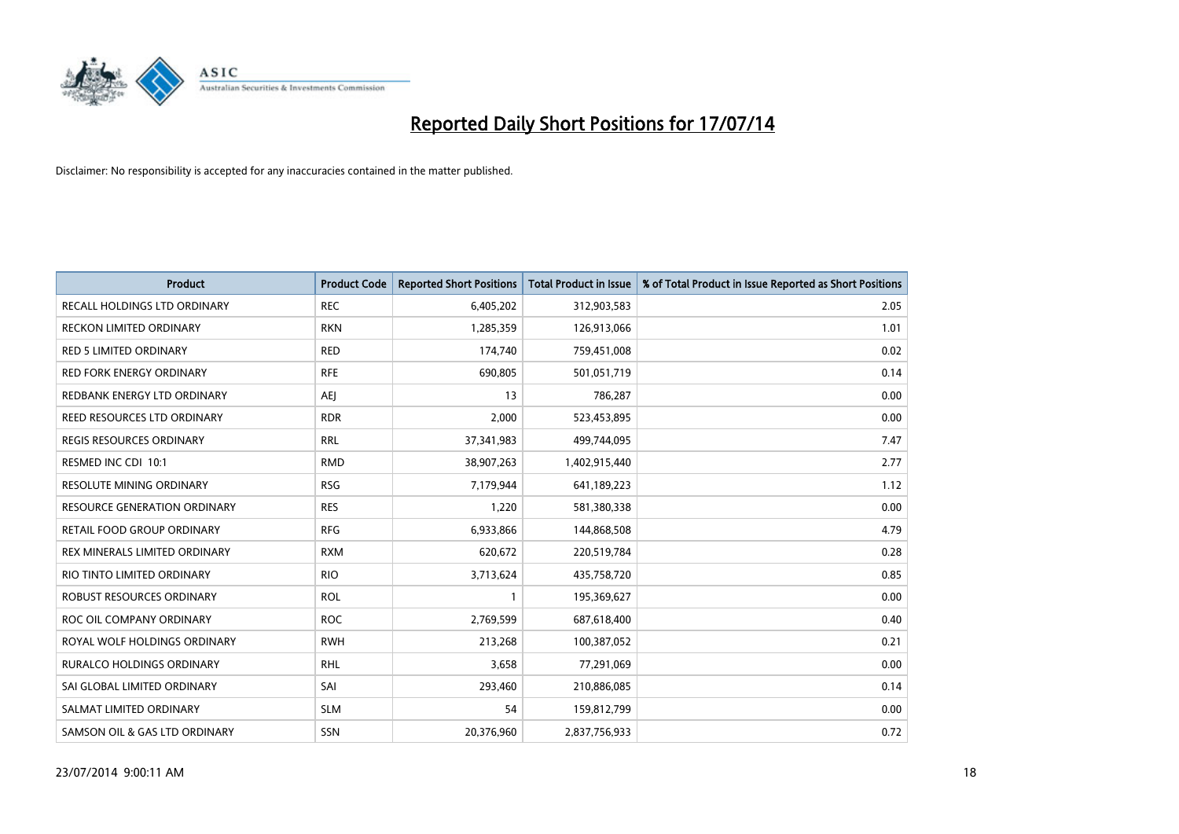# Reported Daily Short Positions for 17/07/14

Disclaimer: No responsibility is accepted for any inaccuracies contained in the matter published.

| Product | Product Code | Reported Short Positions | Total Product in Issue | % of Total Product in Issue Reported as Short Positions |
|---|---|---|---|---|
| RECALL HOLDINGS LTD ORDINARY | REC | 6,405,202 | 312,903,583 | 2.05 |
| RECKON LIMITED ORDINARY | RKN | 1,285,359 | 126,913,066 | 1.01 |
| RED 5 LIMITED ORDINARY | RED | 174,740 | 759,451,008 | 0.02 |
| RED FORK ENERGY ORDINARY | RFE | 690,805 | 501,051,719 | 0.14 |
| REDBANK ENERGY LTD ORDINARY | AEJ | 13 | 786,287 | 0.00 |
| REED RESOURCES LTD ORDINARY | RDR | 2,000 | 523,453,895 | 0.00 |
| REGIS RESOURCES ORDINARY | RRL | 37,341,983 | 499,744,095 | 7.47 |
| RESMED INC CDI 10:1 | RMD | 38,907,263 | 1,402,915,440 | 2.77 |
| RESOLUTE MINING ORDINARY | RSG | 7,179,944 | 641,189,223 | 1.12 |
| RESOURCE GENERATION ORDINARY | RES | 1,220 | 581,380,338 | 0.00 |
| RETAIL FOOD GROUP ORDINARY | RFG | 6,933,866 | 144,868,508 | 4.79 |
| REX MINERALS LIMITED ORDINARY | RXM | 620,672 | 220,519,784 | 0.28 |
| RIO TINTO LIMITED ORDINARY | RIO | 3,713,624 | 435,758,720 | 0.85 |
| ROBUST RESOURCES ORDINARY | ROL | 1 | 195,369,627 | 0.00 |
| ROC OIL COMPANY ORDINARY | ROC | 2,769,599 | 687,618,400 | 0.40 |
| ROYAL WOLF HOLDINGS ORDINARY | RWH | 213,268 | 100,387,052 | 0.21 |
| RURALCO HOLDINGS ORDINARY | RHL | 3,658 | 77,291,069 | 0.00 |
| SAI GLOBAL LIMITED ORDINARY | SAI | 293,460 | 210,886,085 | 0.14 |
| SALMAT LIMITED ORDINARY | SLM | 54 | 159,812,799 | 0.00 |
| SAMSON OIL & GAS LTD ORDINARY | SSN | 20,376,960 | 2,837,756,933 | 0.72 |

23/07/2014 9:00:11 AM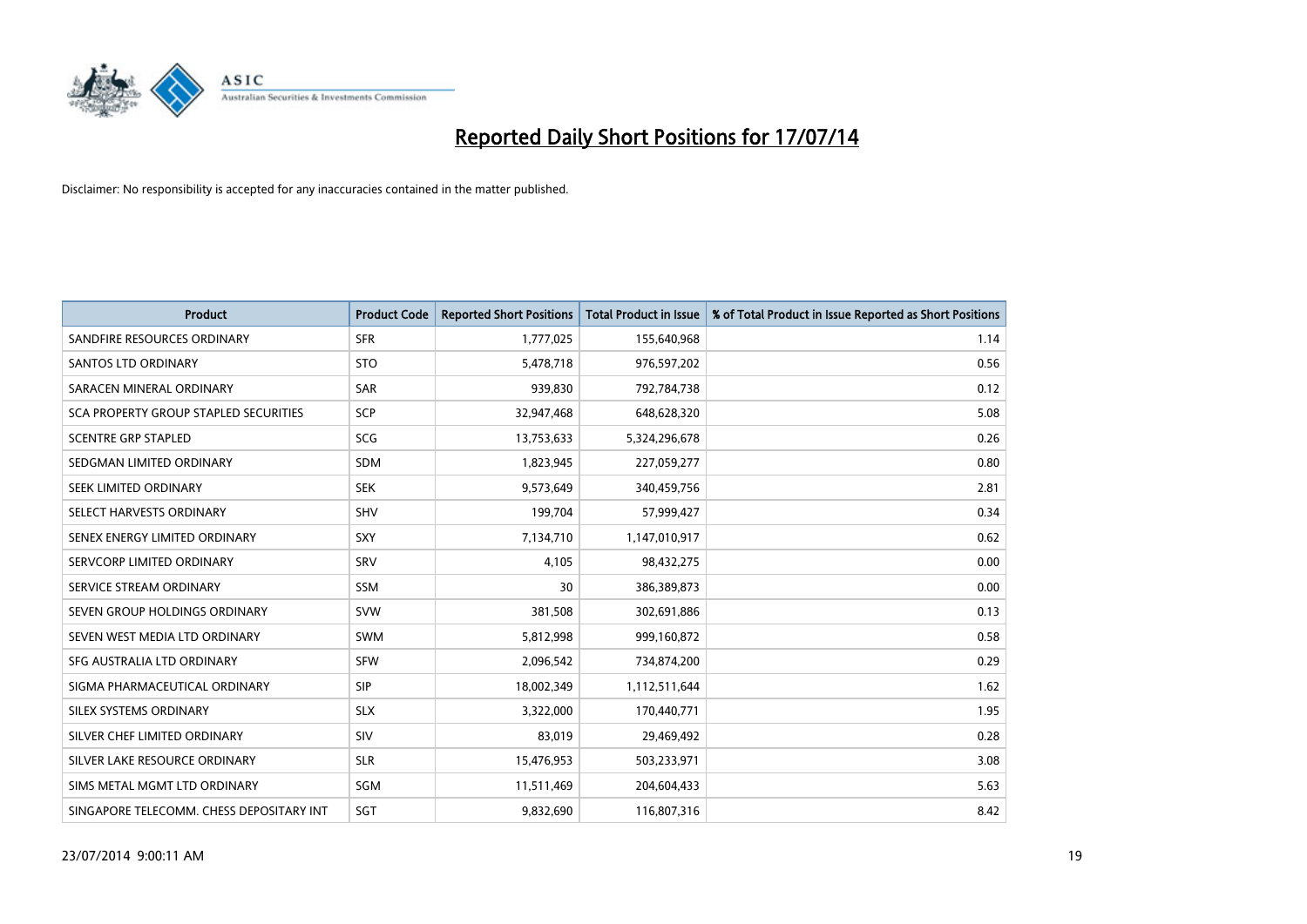# Reported Daily Short Positions for 17/07/14

Disclaimer: No responsibility is accepted for any inaccuracies contained in the matter published.

| Product | Product Code | Reported Short Positions | Total Product in Issue | % of Total Product in Issue Reported as Short Positions |
|---|---|---|---|---|
| SANDFIRE RESOURCES ORDINARY | SFR | 1,777,025 | 155,640,968 | 1.14 |
| SANTOS LTD ORDINARY | STO | 5,478,718 | 976,597,202 | 0.56 |
| SARACEN MINERAL ORDINARY | SAR | 939,830 | 792,784,738 | 0.12 |
| SCA PROPERTY GROUP STAPLED SECURITIES | SCP | 32,947,468 | 648,628,320 | 5.08 |
| SCENTRE GRP STAPLED | SCG | 13,753,633 | 5,324,296,678 | 0.26 |
| SEDGMAN LIMITED ORDINARY | SDM | 1,823,945 | 227,059,277 | 0.80 |
| SEEK LIMITED ORDINARY | SEK | 9,573,649 | 340,459,756 | 2.81 |
| SELECT HARVESTS ORDINARY | SHV | 199,704 | 57,999,427 | 0.34 |
| SENEX ENERGY LIMITED ORDINARY | SXY | 7,134,710 | 1,147,010,917 | 0.62 |
| SERVCORP LIMITED ORDINARY | SRV | 4,105 | 98,432,275 | 0.00 |
| SERVICE STREAM ORDINARY | SSM | 30 | 386,389,873 | 0.00 |
| SEVEN GROUP HOLDINGS ORDINARY | SVW | 381,508 | 302,691,886 | 0.13 |
| SEVEN WEST MEDIA LTD ORDINARY | SWM | 5,812,998 | 999,160,872 | 0.58 |
| SFG AUSTRALIA LTD ORDINARY | SFW | 2,096,542 | 734,874,200 | 0.29 |
| SIGMA PHARMACEUTICAL ORDINARY | SIP | 18,002,349 | 1,112,511,644 | 1.62 |
| SILEX SYSTEMS ORDINARY | SLX | 3,322,000 | 170,440,771 | 1.95 |
| SILVER CHEF LIMITED ORDINARY | SIV | 83,019 | 29,469,492 | 0.28 |
| SILVER LAKE RESOURCE ORDINARY | SLR | 15,476,953 | 503,233,971 | 3.08 |
| SIMS METAL MGMT LTD ORDINARY | SGM | 11,511,469 | 204,604,433 | 5.63 |
| SINGAPORE TELECOMM. CHESS DEPOSITARY INT | SGT | 9,832,690 | 116,807,316 | 8.42 |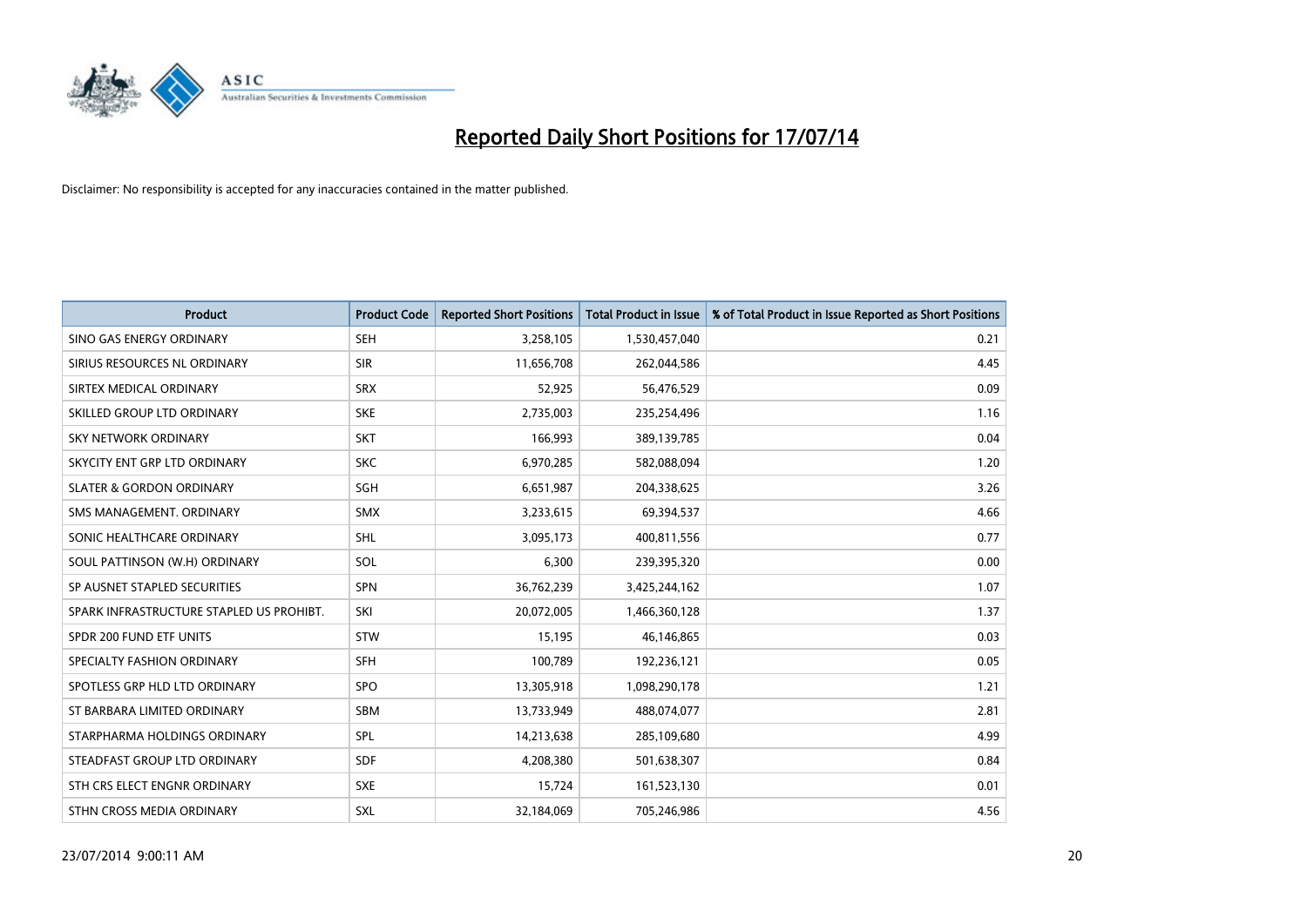# Reported Daily Short Positions for 17/07/14

Disclaimer: No responsibility is accepted for any inaccuracies contained in the matter published.

| Product | Product Code | Reported Short Positions | Total Product in Issue | % of Total Product in Issue Reported as Short Positions |
|---|---|---|---|---|
| SINO GAS ENERGY ORDINARY | SEH | 3,258,105 | 1,530,457,040 | 0.21 |
| SIRIUS RESOURCES NL ORDINARY | SIR | 11,656,708 | 262,044,586 | 4.45 |
| SIRTEX MEDICAL ORDINARY | SRX | 52,925 | 56,476,529 | 0.09 |
| SKILLED GROUP LTD ORDINARY | SKE | 2,735,003 | 235,254,496 | 1.16 |
| SKY NETWORK ORDINARY | SKT | 166,993 | 389,139,785 | 0.04 |
| SKYCITY ENT GRP LTD ORDINARY | SKC | 6,970,285 | 582,088,094 | 1.20 |
| SLATER & GORDON ORDINARY | SGH | 6,651,987 | 204,338,625 | 3.26 |
| SMS MANAGEMENT. ORDINARY | SMX | 3,233,615 | 69,394,537 | 4.66 |
| SONIC HEALTHCARE ORDINARY | SHL | 3,095,173 | 400,811,556 | 0.77 |
| SOUL PATTINSON (W.H) ORDINARY | SOL | 6,300 | 239,395,320 | 0.00 |
| SP AUSNET STAPLED SECURITIES | SPN | 36,762,239 | 3,425,244,162 | 1.07 |
| SPARK INFRASTRUCTURE STAPLED US PROHIBT. | SKI | 20,072,005 | 1,466,360,128 | 1.37 |
| SPDR 200 FUND ETF UNITS | STW | 15,195 | 46,146,865 | 0.03 |
| SPECIALTY FASHION ORDINARY | SFH | 100,789 | 192,236,121 | 0.05 |
| SPOTLESS GRP HLD LTD ORDINARY | SPO | 13,305,918 | 1,098,290,178 | 1.21 |
| ST BARBARA LIMITED ORDINARY | SBM | 13,733,949 | 488,074,077 | 2.81 |
| STARPHARMA HOLDINGS ORDINARY | SPL | 14,213,638 | 285,109,680 | 4.99 |
| STEADFAST GROUP LTD ORDINARY | SDF | 4,208,380 | 501,638,307 | 0.84 |
| STH CRS ELECT ENGNR ORDINARY | SXE | 15,724 | 161,523,130 | 0.01 |
| STHN CROSS MEDIA ORDINARY | SXL | 32,184,069 | 705,246,986 | 4.56 |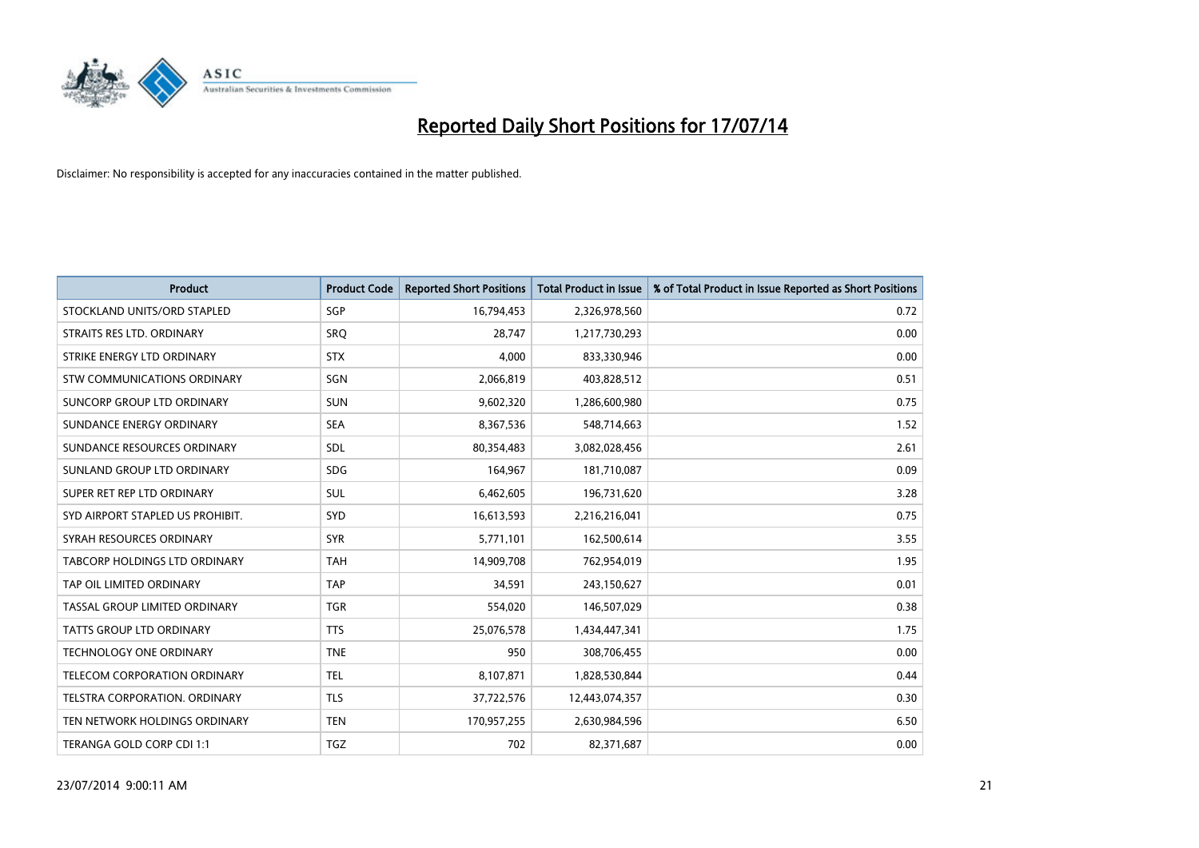# Reported Daily Short Positions for 17/07/14

Disclaimer: No responsibility is accepted for any inaccuracies contained in the matter published.

| Product | Product Code | Reported Short Positions | Total Product in Issue | % of Total Product in Issue Reported as Short Positions |
|---|---|---|---|---|
| STOCKLAND UNITS/ORD STAPLED | SGP | 16,794,453 | 2,326,978,560 | 0.72 |
| STRAITS RES LTD. ORDINARY | SRQ | 28,747 | 1,217,730,293 | 0.00 |
| STRIKE ENERGY LTD ORDINARY | STX | 4,000 | 833,330,946 | 0.00 |
| STW COMMUNICATIONS ORDINARY | SGN | 2,066,819 | 403,828,512 | 0.51 |
| SUNCORP GROUP LTD ORDINARY | SUN | 9,602,320 | 1,286,600,980 | 0.75 |
| SUNDANCE ENERGY ORDINARY | SEA | 8,367,536 | 548,714,663 | 1.52 |
| SUNDANCE RESOURCES ORDINARY | SDL | 80,354,483 | 3,082,028,456 | 2.61 |
| SUNLAND GROUP LTD ORDINARY | SDG | 164,967 | 181,710,087 | 0.09 |
| SUPER RET REP LTD ORDINARY | SUL | 6,462,605 | 196,731,620 | 3.28 |
| SYD AIRPORT STAPLED US PROHIBIT. | SYD | 16,613,593 | 2,216,216,041 | 0.75 |
| SYRAH RESOURCES ORDINARY | SYR | 5,771,101 | 162,500,614 | 3.55 |
| TABCORP HOLDINGS LTD ORDINARY | TAH | 14,909,708 | 762,954,019 | 1.95 |
| TAP OIL LIMITED ORDINARY | TAP | 34,591 | 243,150,627 | 0.01 |
| TASSAL GROUP LIMITED ORDINARY | TGR | 554,020 | 146,507,029 | 0.38 |
| TATTS GROUP LTD ORDINARY | TTS | 25,076,578 | 1,434,447,341 | 1.75 |
| TECHNOLOGY ONE ORDINARY | TNE | 950 | 308,706,455 | 0.00 |
| TELECOM CORPORATION ORDINARY | TEL | 8,107,871 | 1,828,530,844 | 0.44 |
| TELSTRA CORPORATION. ORDINARY | TLS | 37,722,576 | 12,443,074,357 | 0.30 |
| TEN NETWORK HOLDINGS ORDINARY | TEN | 170,957,255 | 2,630,984,596 | 6.50 |
| TERANGA GOLD CORP CDI 1:1 | TGZ | 702 | 82,371,687 | 0.00 |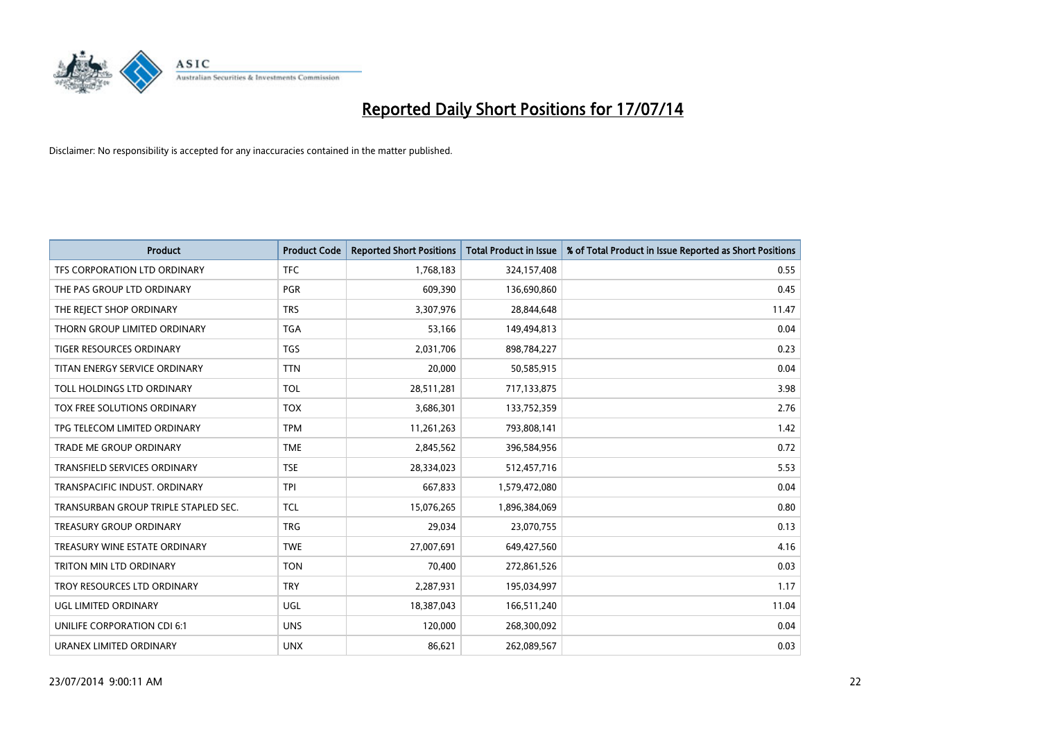# Reported Daily Short Positions for 17/07/14

Disclaimer: No responsibility is accepted for any inaccuracies contained in the matter published.

| Product | Product Code | Reported Short Positions | Total Product in Issue | % of Total Product in Issue Reported as Short Positions |
|---|---|---|---|---|
| TFS CORPORATION LTD ORDINARY | TFC | 1,768,183 | 324,157,408 | 0.55 |
| THE PAS GROUP LTD ORDINARY | PGR | 609,390 | 136,690,860 | 0.45 |
| THE REJECT SHOP ORDINARY | TRS | 3,307,976 | 28,844,648 | 11.47 |
| THORN GROUP LIMITED ORDINARY | TGA | 53,166 | 149,494,813 | 0.04 |
| TIGER RESOURCES ORDINARY | TGS | 2,031,706 | 898,784,227 | 0.23 |
| TITAN ENERGY SERVICE ORDINARY | TTN | 20,000 | 50,585,915 | 0.04 |
| TOLL HOLDINGS LTD ORDINARY | TOL | 28,511,281 | 717,133,875 | 3.98 |
| TOX FREE SOLUTIONS ORDINARY | TOX | 3,686,301 | 133,752,359 | 2.76 |
| TPG TELECOM LIMITED ORDINARY | TPM | 11,261,263 | 793,808,141 | 1.42 |
| TRADE ME GROUP ORDINARY | TME | 2,845,562 | 396,584,956 | 0.72 |
| TRANSFIELD SERVICES ORDINARY | TSE | 28,334,023 | 512,457,716 | 5.53 |
| TRANSPACIFIC INDUST. ORDINARY | TPI | 667,833 | 1,579,472,080 | 0.04 |
| TRANSURBAN GROUP TRIPLE STAPLED SEC. | TCL | 15,076,265 | 1,896,384,069 | 0.80 |
| TREASURY GROUP ORDINARY | TRG | 29,034 | 23,070,755 | 0.13 |
| TREASURY WINE ESTATE ORDINARY | TWE | 27,007,691 | 649,427,560 | 4.16 |
| TRITON MIN LTD ORDINARY | TON | 70,400 | 272,861,526 | 0.03 |
| TROY RESOURCES LTD ORDINARY | TRY | 2,287,931 | 195,034,997 | 1.17 |
| UGL LIMITED ORDINARY | UGL | 18,387,043 | 166,511,240 | 11.04 |
| UNILIFE CORPORATION CDI 6:1 | UNS | 120,000 | 268,300,092 | 0.04 |
| URANEX LIMITED ORDINARY | UNX | 86,621 | 262,089,567 | 0.03 |

23/07/2014 9:00:11 AM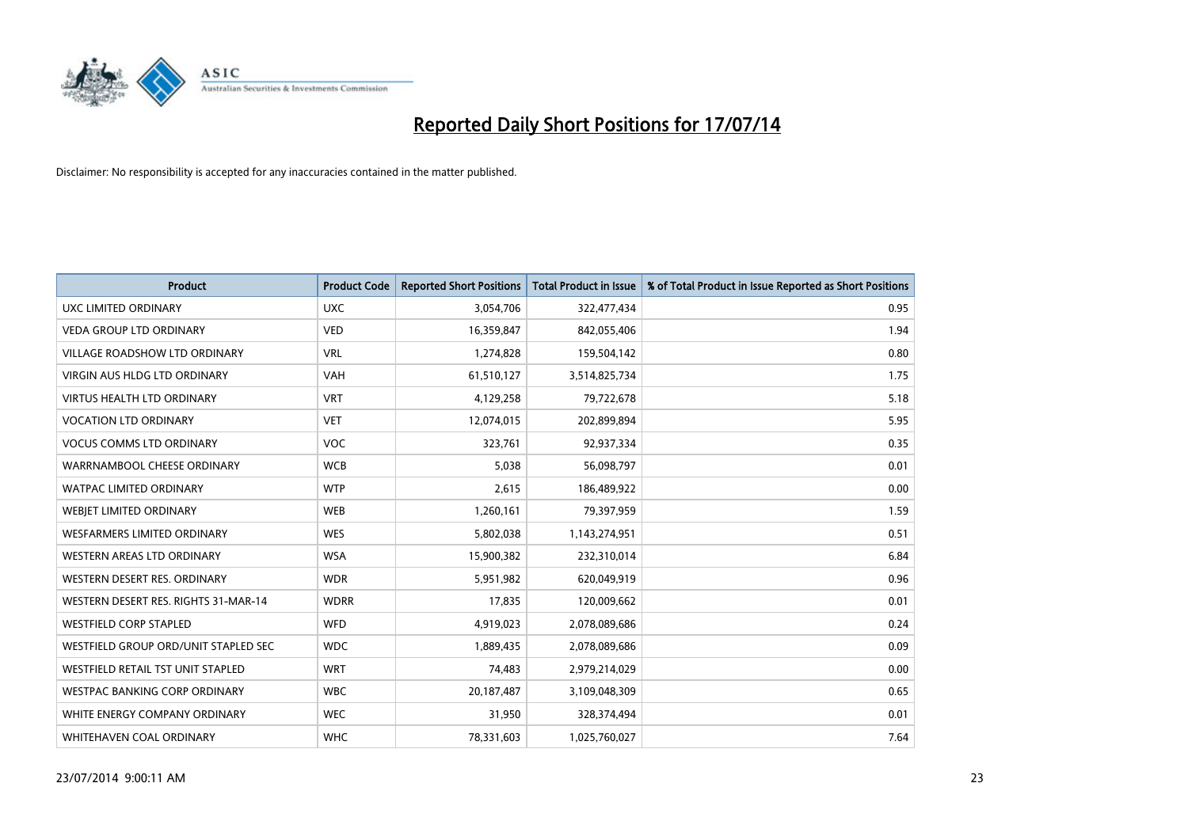# Reported Daily Short Positions for 17/07/14

Disclaimer: No responsibility is accepted for any inaccuracies contained in the matter published.

| Product | Product Code | Reported Short Positions | Total Product in Issue | % of Total Product in Issue Reported as Short Positions |
|---|---|---|---|---|
| UXC LIMITED ORDINARY | UXC | 3,054,706 | 322,477,434 | 0.95 |
| VEDA GROUP LTD ORDINARY | VED | 16,359,847 | 842,055,406 | 1.94 |
| VILLAGE ROADSHOW LTD ORDINARY | VRL | 1,274,828 | 159,504,142 | 0.80 |
| VIRGIN AUS HLDG LTD ORDINARY | VAH | 61,510,127 | 3,514,825,734 | 1.75 |
| VIRTUS HEALTH LTD ORDINARY | VRT | 4,129,258 | 79,722,678 | 5.18 |
| VOCATION LTD ORDINARY | VET | 12,074,015 | 202,899,894 | 5.95 |
| VOCUS COMMS LTD ORDINARY | VOC | 323,761 | 92,937,334 | 0.35 |
| WARRNAMBOOL CHEESE ORDINARY | WCB | 5,038 | 56,098,797 | 0.01 |
| WATPAC LIMITED ORDINARY | WTP | 2,615 | 186,489,922 | 0.00 |
| WEBJET LIMITED ORDINARY | WEB | 1,260,161 | 79,397,959 | 1.59 |
| WESFARMERS LIMITED ORDINARY | WES | 5,802,038 | 1,143,274,951 | 0.51 |
| WESTERN AREAS LTD ORDINARY | WSA | 15,900,382 | 232,310,014 | 6.84 |
| WESTERN DESERT RES. ORDINARY | WDR | 5,951,982 | 620,049,919 | 0.96 |
| WESTERN DESERT RES. RIGHTS 31-MAR-14 | WDRR | 17,835 | 120,009,662 | 0.01 |
| WESTFIELD CORP STAPLED | WFD | 4,919,023 | 2,078,089,686 | 0.24 |
| WESTFIELD GROUP ORD/UNIT STAPLED SEC | WDC | 1,889,435 | 2,078,089,686 | 0.09 |
| WESTFIELD RETAIL TST UNIT STAPLED | WRT | 74,483 | 2,979,214,029 | 0.00 |
| WESTPAC BANKING CORP ORDINARY | WBC | 20,187,487 | 3,109,048,309 | 0.65 |
| WHITE ENERGY COMPANY ORDINARY | WEC | 31,950 | 328,374,494 | 0.01 |
| WHITEHAVEN COAL ORDINARY | WHC | 78,331,603 | 1,025,760,027 | 7.64 |

23/07/2014 9:00:11 AM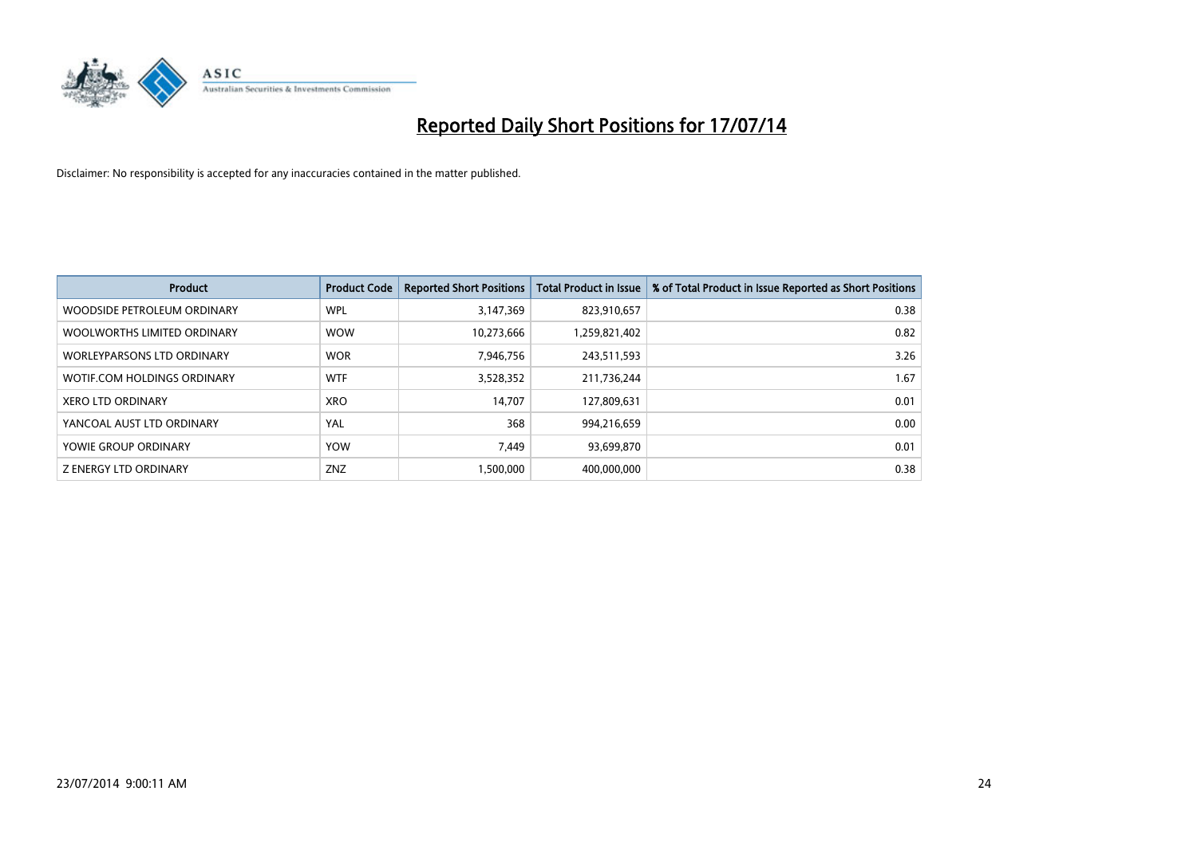# Reported Daily Short Positions for 17/07/14

Disclaimer: No responsibility is accepted for any inaccuracies contained in the matter published.

| Product | Product Code | Reported Short Positions | Total Product in Issue | % of Total Product in Issue Reported as Short Positions |
|---|---|---|---|---|
| WOODSIDE PETROLEUM ORDINARY | WPL | 3,147,369 | 823,910,657 | 0.38 |
| WOOLWORTHS LIMITED ORDINARY | WOW | 10,273,666 | 1,259,821,402 | 0.82 |
| WORLEYPARSONS LTD ORDINARY | WOR | 7,946,756 | 243,511,593 | 3.26 |
| WOTIF.COM HOLDINGS ORDINARY | WTF | 3,528,352 | 211,736,244 | 1.67 |
| XERO LTD ORDINARY | XRO | 14,707 | 127,809,631 | 0.01 |
| YANCOAL AUST LTD ORDINARY | YAL | 368 | 994,216,659 | 0.00 |
| YOWIE GROUP ORDINARY | YOW | 7,449 | 93,699,870 | 0.01 |
| Z ENERGY LTD ORDINARY | ZNZ | 1,500,000 | 400,000,000 | 0.38 |

23/07/2014 9:00:11 AM